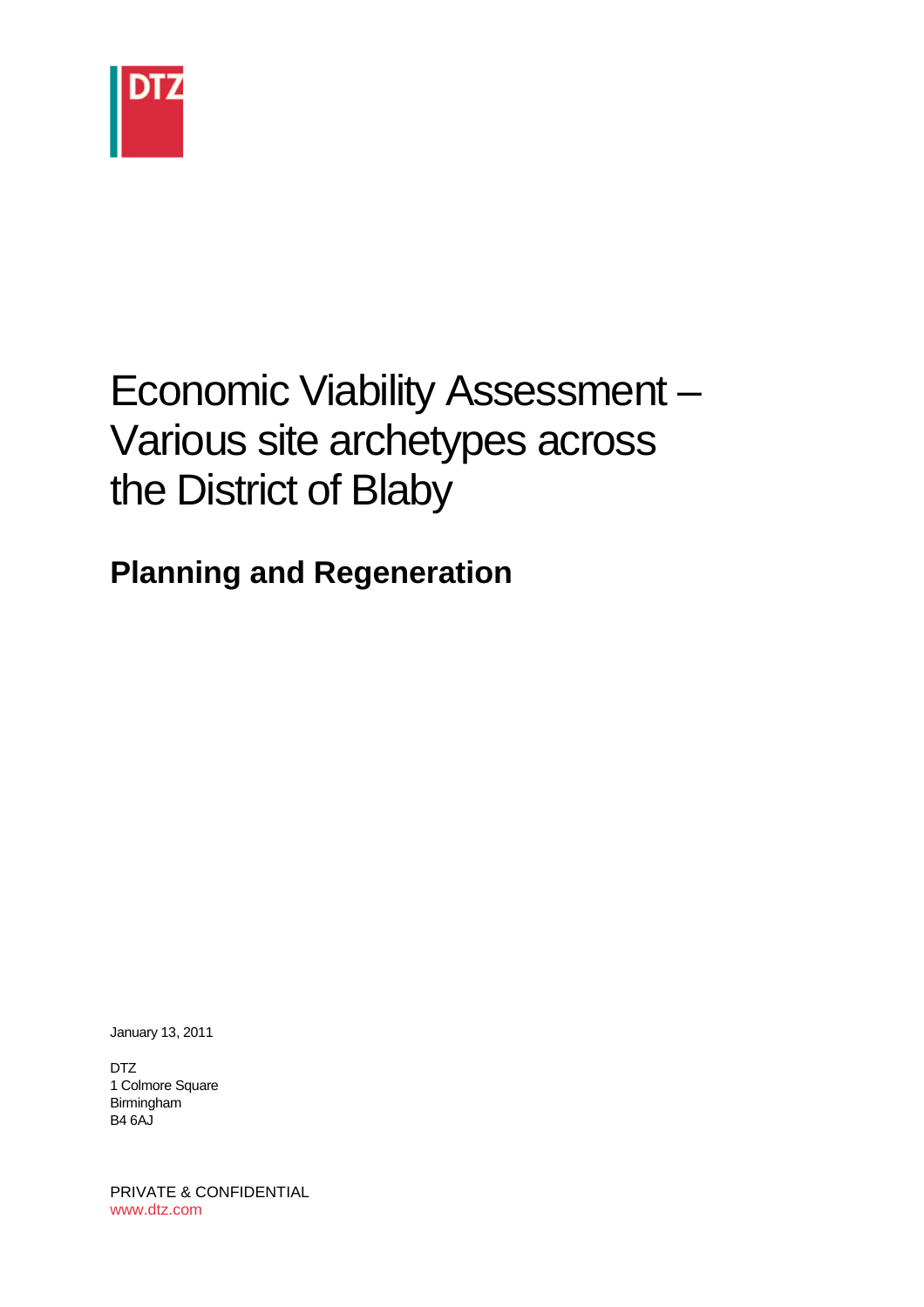DTZ

# Economic Viability Assessment – Various site archetypes across the District of Blaby

## Planning and Regeneration

January 13, 2011

DTZ
1 Colmore Square
Birmingham
B4 6AJ

PRIVATE & CONFIDENTIAL
www.dtz.com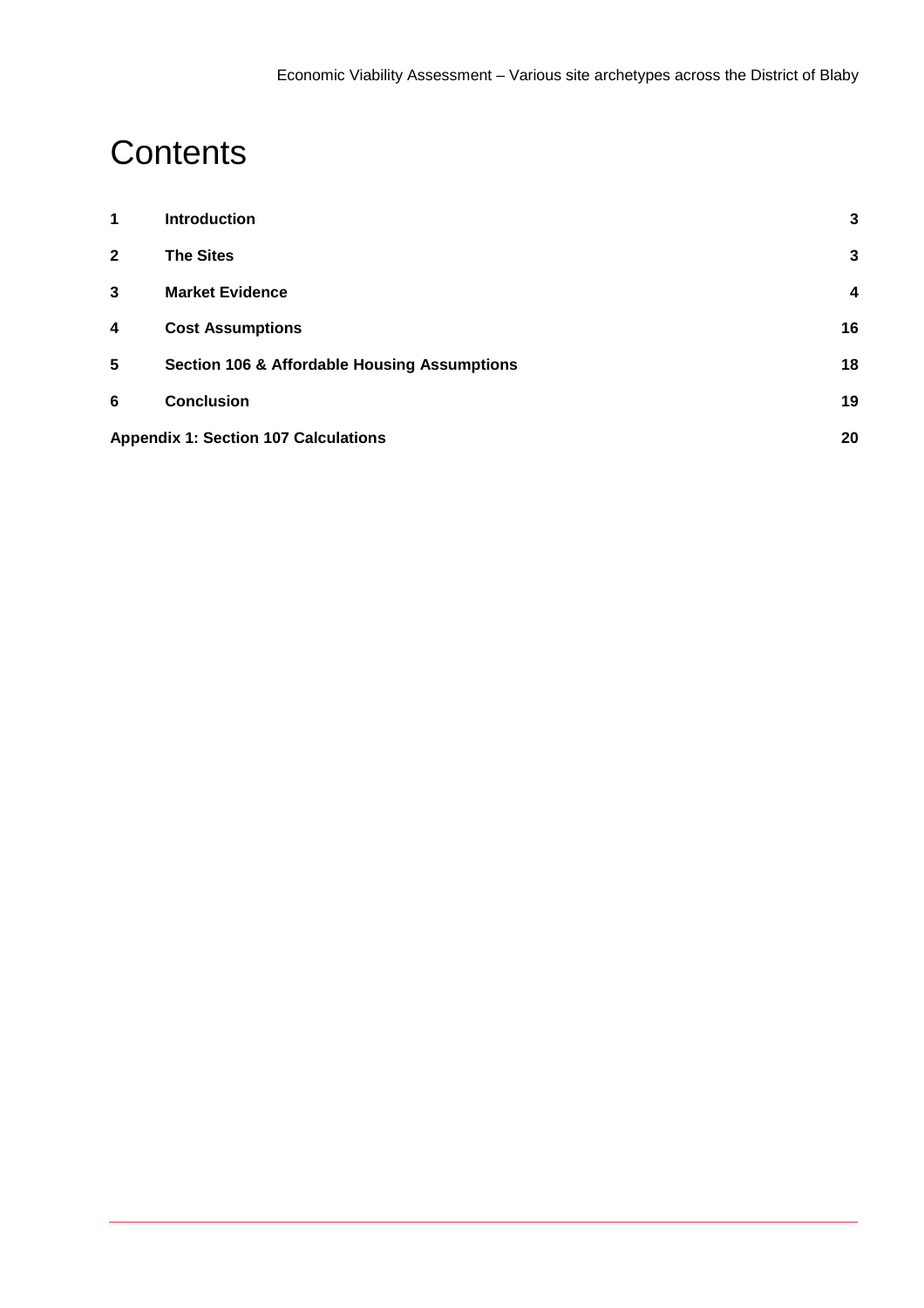# Contents

| | | |
|---|---|---|
| **1** | **Introduction** | **3** |
| **2** | **The Sites** | **3** |
| **3** | **Market Evidence** | **4** |
| **4** | **Cost Assumptions** | **16** |
| **5** | **Section 106 & Affordable Housing Assumptions** | **18** |
| **6** | **Conclusion** | **19** |
| **Appendix 1: Section 107 Calculations** | | **20** |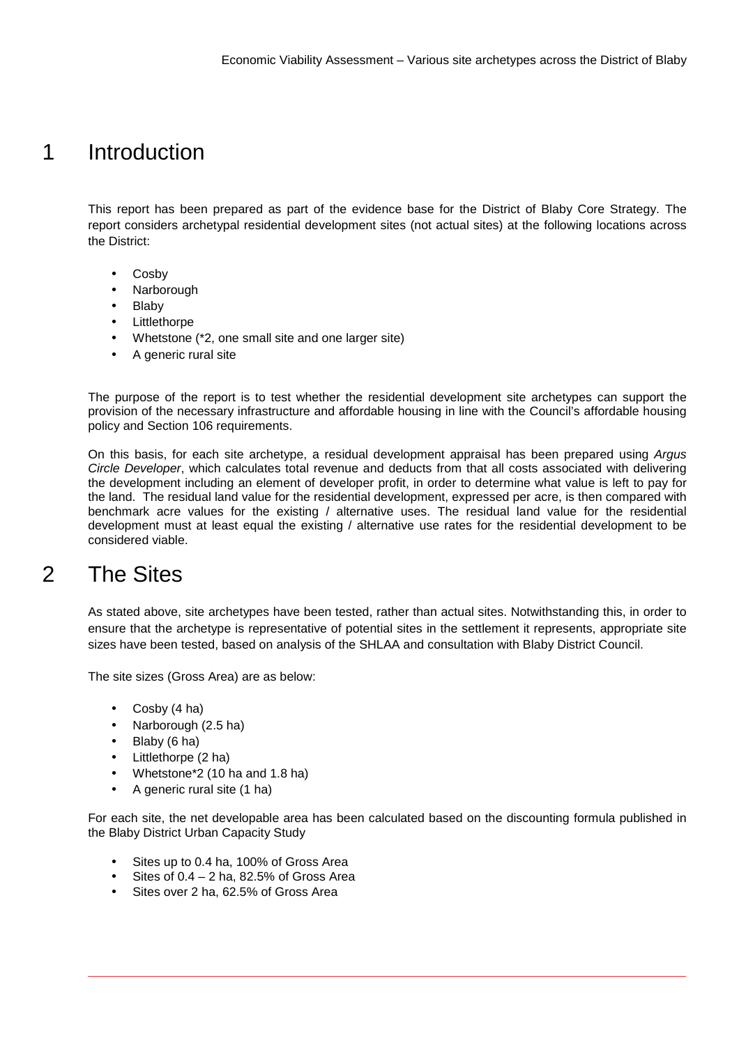# 1 Introduction

This report has been prepared as part of the evidence base for the District of Blaby Core Strategy. The report considers archetypal residential development sites (not actual sites) at the following locations across the District:

- Cosby
- Narborough
- Blaby
- Littlethorpe
- Whetstone (*2, one small site and one larger site)
- A generic rural site

The purpose of the report is to test whether the residential development site archetypes can support the provision of the necessary infrastructure and affordable housing in line with the Council's affordable housing policy and Section 106 requirements.

On this basis, for each site archetype, a residual development appraisal has been prepared using *Argus Circle Developer*, which calculates total revenue and deducts from that all costs associated with delivering the development including an element of developer profit, in order to determine what value is left to pay for the land. The residual land value for the residential development, expressed per acre, is then compared with benchmark acre values for the existing / alternative uses. The residual land value for the residential development must at least equal the existing / alternative use rates for the residential development to be considered viable.

# 2 The Sites

As stated above, site archetypes have been tested, rather than actual sites. Notwithstanding this, in order to ensure that the archetype is representative of potential sites in the settlement it represents, appropriate site sizes have been tested, based on analysis of the SHLAA and consultation with Blaby District Council.

The site sizes (Gross Area) are as below:

- Cosby (4 ha)
- Narborough (2.5 ha)
- Blaby (6 ha)
- Littlethorpe (2 ha)
- Whetstone*2 (10 ha and 1.8 ha)
- A generic rural site (1 ha)

For each site, the net developable area has been calculated based on the discounting formula published in the Blaby District Urban Capacity Study

- Sites up to 0.4 ha, 100% of Gross Area
- Sites of 0.4 – 2 ha, 82.5% of Gross Area
- Sites over 2 ha, 62.5% of Gross Area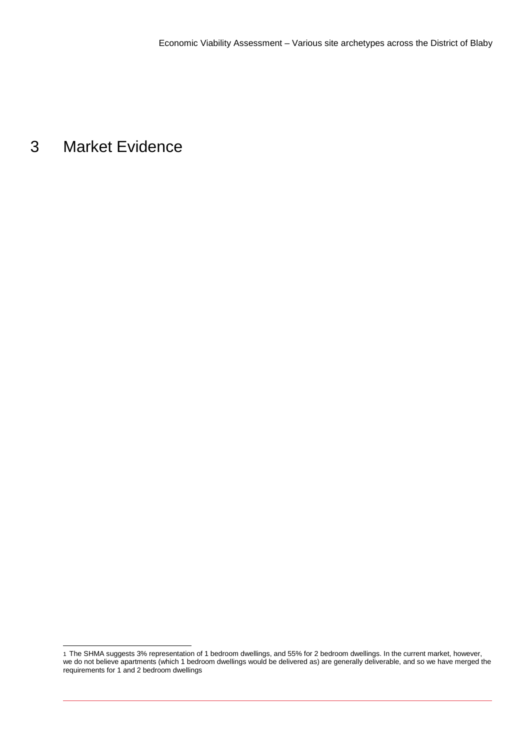# 3 Market Evidence

[1] The SHMA suggests 3% representation of 1 bedroom dwellings, and 55% for 2 bedroom dwellings. In the current market, however, we do not believe apartments (which 1 bedroom dwellings would be delivered as) are generally deliverable, and so we have merged the requirements for 1 and 2 bedroom dwellings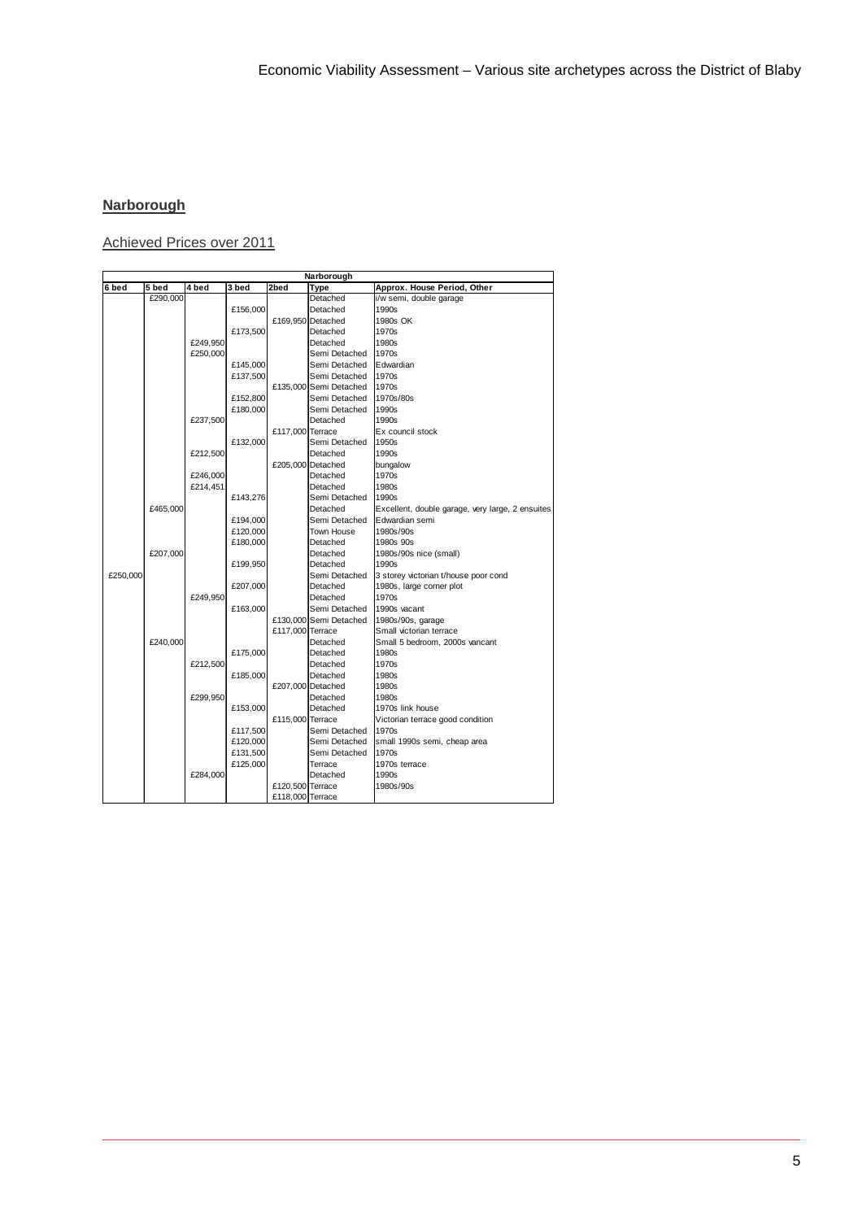## Narborough

Achieved Prices over 2011

| Narborough | | | | | | |
|---|---|---|---|---|---|---|
| 6 bed | 5 bed | 4 bed | 3 bed | 2bed | Type | Approx. House Period, Other |
| | £290,000 | | | | Detached | i/w semi, double garage |
| | | | £156,000 | | Detached | 1990s |
| | | | | £169,950 | Detached | 1980s OK |
| | | | £173,500 | | Detached | 1970s |
| | | £249,950 | | | Detached | 1980s |
| | | £250,000 | | | Semi Detached | 1970s |
| | | | £145,000 | | Semi Detached | Edwardian |
| | | | £137,500 | | Semi Detached | 1970s |
| | | | | £135,000 | Semi Detached | 1970s |
| | | | £152,800 | | Semi Detached | 1970s/80s |
| | | | £180,000 | | Semi Detached | 1990s |
| | | £237,500 | | | Detached | 1990s |
| | | | | £117,000 | Terrace | Ex council stock |
| | | | £132,000 | | Semi Detached | 1950s |
| | | £212,500 | | | Detached | 1990s |
| | | | | £205,000 | Detached | bungalow |
| | | £246,000 | | | Detached | 1970s |
| | | £214,451 | | | Detached | 1980s |
| | | | £143,276 | | Semi Detached | 1990s |
| | £465,000 | | | | Detached | Excellent, double garage, very large, 2 ensuites |
| | | | £194,000 | | Semi Detached | Edwardian semi |
| | | | £120,000 | | Town House | 1980s/90s |
| | | | £180,000 | | Detached | 1980s 90s |
| | £207,000 | | | | Detached | 1980s/90s nice (small) |
| | | | £199,950 | | Detached | 1990s |
| £250,000 | | | | | Semi Detached | 3 storey victorian t/house poor cond |
| | | | £207,000 | | Detached | 1980s, large corner plot |
| | | £249,950 | | | Detached | 1970s |
| | | | £163,000 | | Semi Detached | 1990s vacant |
| | | | | £130,000 | Semi Detached | 1980s/90s, garage |
| | | | | £117,000 | Terrace | Small victorian terrace |
| | £240,000 | | | | Detached | Small 5 bedroom, 2000s vancant |
| | | | £175,000 | | Detached | 1980s |
| | | £212,500 | | | Detached | 1970s |
| | | | £185,000 | | Detached | 1980s |
| | | | | £207,000 | Detached | 1980s |
| | | £299,950 | | | Detached | 1980s |
| | | | £153,000 | | Detached | 1970s link house |
| | | | | £115,000 | Terrace | Victorian terrace good condition |
| | | | £117,500 | | Semi Detached | 1970s |
| | | | £120,000 | | Semi Detached | small 1990s semi, cheap area |
| | | | £131,500 | | Semi Detached | 1970s |
| | | | £125,000 | | Terrace | 1970s terrace |
| | | £284,000 | | | Detached | 1990s |
| | | | | £120,500 | Terrace | 1980s/90s |
| | | | | £118,000 | Terrace | |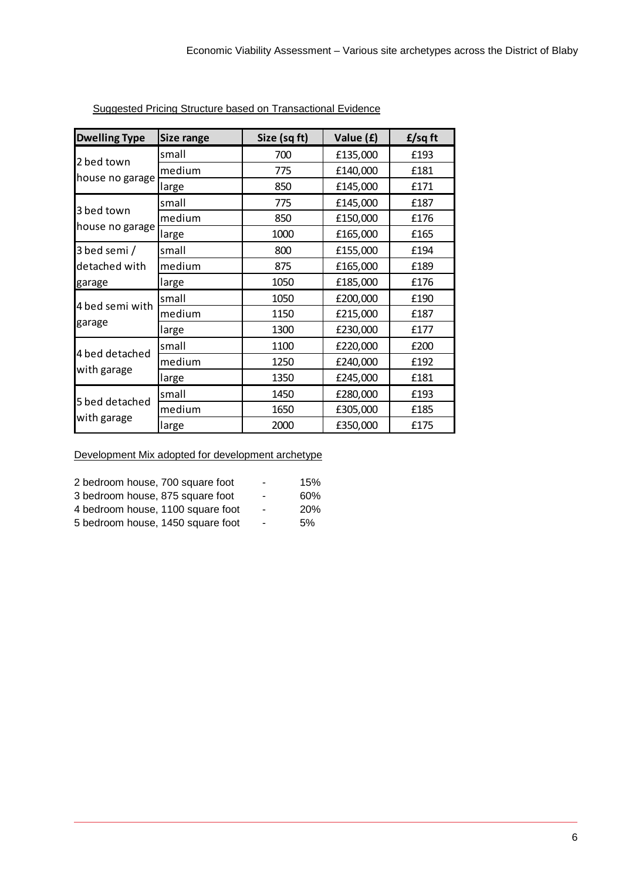Suggested Pricing Structure based on Transactional Evidence

| Dwelling Type | Size range | Size (sq ft) | Value (£) | £/sq ft |
|---|---|---|---|---|
| 2 bed town house no garage | small | 700 | £135,000 | £193 |
| | medium | 775 | £140,000 | £181 |
| | large | 850 | £145,000 | £171 |
| 3 bed town house no garage | small | 775 | £145,000 | £187 |
| | medium | 850 | £150,000 | £176 |
| | large | 1000 | £165,000 | £165 |
| 3 bed semi / detached with garage | small | 800 | £155,000 | £194 |
| | medium | 875 | £165,000 | £189 |
| | large | 1050 | £185,000 | £176 |
| 4 bed semi with garage | small | 1050 | £200,000 | £190 |
| | medium | 1150 | £215,000 | £187 |
| | large | 1300 | £230,000 | £177 |
| 4 bed detached with garage | small | 1100 | £220,000 | £200 |
| | medium | 1250 | £240,000 | £192 |
| | large | 1350 | £245,000 | £181 |
| 5 bed detached with garage | small | 1450 | £280,000 | £193 |
| | medium | 1650 | £305,000 | £185 |
| | large | 2000 | £350,000 | £175 |

Development Mix adopted for development archetype

2 bedroom house, 700 square foot - 15%
3 bedroom house, 875 square foot - 60%
4 bedroom house, 1100 square foot - 20%
5 bedroom house, 1450 square foot - 5%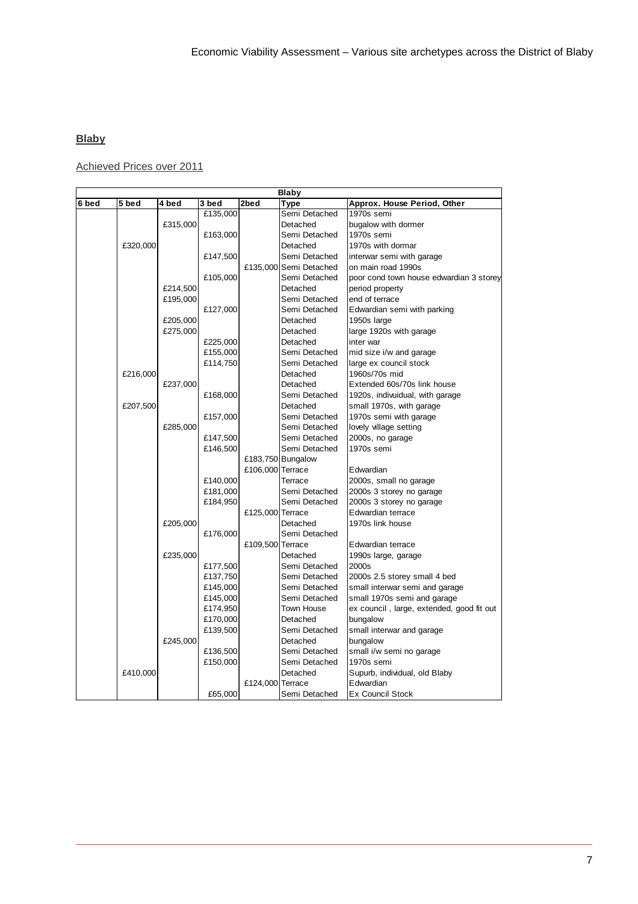**Blaby**

Achieved Prices over 2011

| Blaby | | | | | | |
|---|---|---|---|---|---|---|
| 6 bed | 5 bed | 4 bed | 3 bed | 2bed | Type | Approx. House Period, Other |
| | | | £135,000 | | Semi Detached | 1970s semi |
| | | £315,000 | | | Detached | bugalow with dormer |
| | | | £163,000 | | Semi Detached | 1970s semi |
| | £320,000 | | | | Detached | 1970s with dormar |
| | | | £147,500 | | Semi Detached | interwar semi with garage |
| | | | | £135,000 | Semi Detached | on main road 1990s |
| | | | £105,000 | | Semi Detached | poor cond town house edwardian 3 storey |
| | | £214,500 | | | Detached | period property |
| | | £195,000 | | | Semi Detached | end of terrace |
| | | | £127,000 | | Semi Detached | Edwardian semi with parking |
| | | £205,000 | | | Detached | 1950s large |
| | | £275,000 | | | Detached | large 1920s with garage |
| | | | £225,000 | | Detached | inter war |
| | | | £155,000 | | Semi Detached | mid size i/w and garage |
| | | | £114,750 | | Semi Detached | large ex council stock |
| | £216,000 | | | | Detached | 1960s/70s mid |
| | | £237,000 | | | Detached | Extended 60s/70s link house |
| | | | £168,000 | | Semi Detached | 1920s, indivuidual, with garage |
| | £207,500 | | | | Detached | small 1970s, with garage |
| | | | £157,000 | | Semi Detached | 1970s semi with garage |
| | | £285,000 | | | Semi Detached | lovely village setting |
| | | | £147,500 | | Semi Detached | 2000s, no garage |
| | | | £146,500 | | Semi Detached | 1970s semi |
| | | | | £183,750 | Bungalow | |
| | | | | £106,000 | Terrace | Edwardian |
| | | | £140,000 | | Terrace | 2000s, small no garage |
| | | | £181,000 | | Semi Detached | 2000s 3 storey no garage |
| | | | £184,950 | | Semi Detached | 2000s 3 storey no garage |
| | | | | £125,000 | Terrace | Edwardian terrace |
| | | £205,000 | | | Detached | 1970s link house |
| | | | £176,000 | | Semi Detached | |
| | | | | £109,500 | Terrace | Edwardian terrace |
| | | £235,000 | | | Detached | 1990s large, garage |
| | | | £177,500 | | Semi Detached | 2000s |
| | | | £137,750 | | Semi Detached | 2000s 2.5 storey small 4 bed |
| | | | £145,000 | | Semi Detached | small interwar semi and garage |
| | | | £145,000 | | Semi Detached | small 1970s semi and garage |
| | | | £174,950 | | Town House | ex council , large, extended, good fit out |
| | | | £170,000 | | Detached | bungalow |
| | | | £139,500 | | Semi Detached | small interwar and garage |
| | | £245,000 | | | Detached | bungalow |
| | | | £136,500 | | Semi Detached | small i/w semi no garage |
| | | | £150,000 | | Semi Detached | 1970s semi |
| | £410,000 | | | | Detached | Supurb, individual, old Blaby |
| | | | | £124,000 | Terrace | Edwardian |
| | | | £65,000 | | Semi Detached | Ex Council Stock |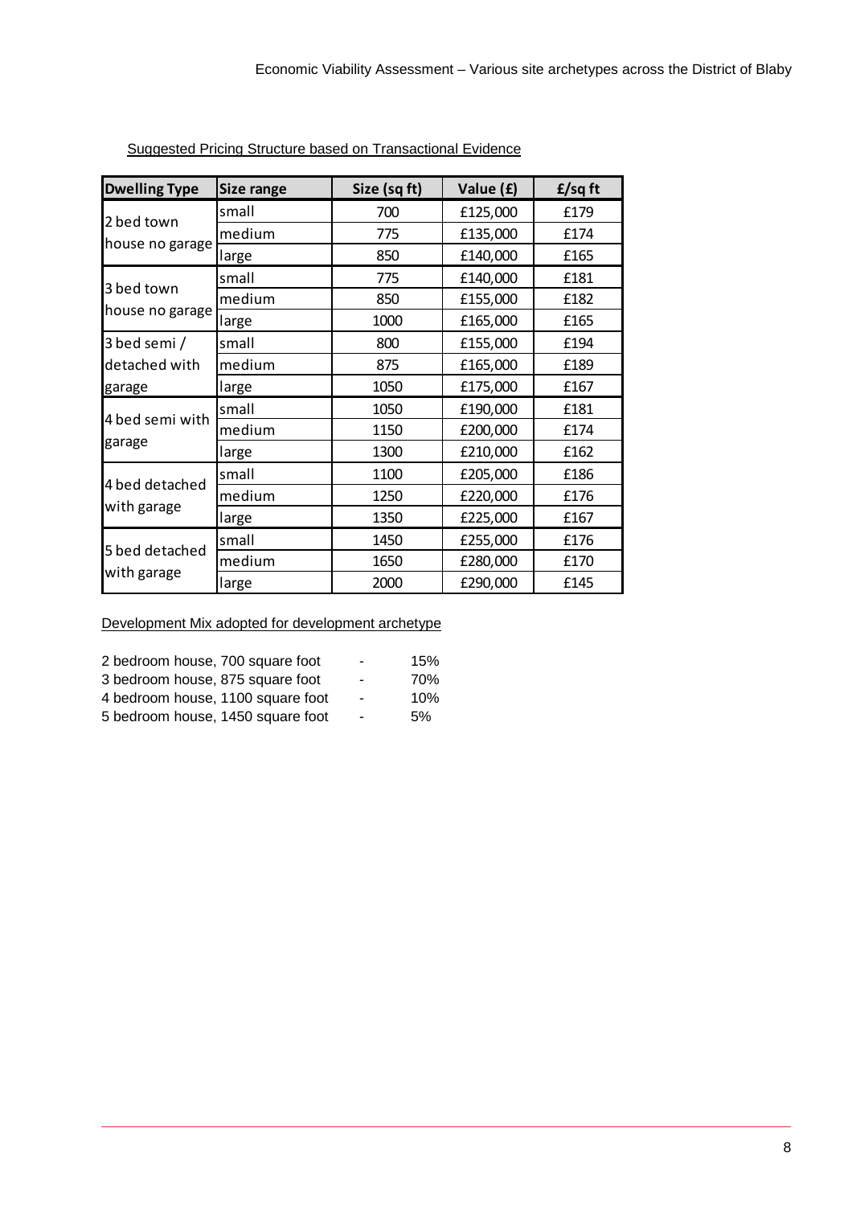Suggested Pricing Structure based on Transactional Evidence

| Dwelling Type | Size range | Size (sq ft) | Value (£) | £/sq ft |
|---|---|---|---|---|
| 2 bed town house no garage | small | 700 | £125,000 | £179 |
| | medium | 775 | £135,000 | £174 |
| | large | 850 | £140,000 | £165 |
| 3 bed town house no garage | small | 775 | £140,000 | £181 |
| | medium | 850 | £155,000 | £182 |
| | large | 1000 | £165,000 | £165 |
| 3 bed semi / detached with garage | small | 800 | £155,000 | £194 |
| | medium | 875 | £165,000 | £189 |
| | large | 1050 | £175,000 | £167 |
| 4 bed semi with garage | small | 1050 | £190,000 | £181 |
| | medium | 1150 | £200,000 | £174 |
| | large | 1300 | £210,000 | £162 |
| 4 bed detached with garage | small | 1100 | £205,000 | £186 |
| | medium | 1250 | £220,000 | £176 |
| | large | 1350 | £225,000 | £167 |
| 5 bed detached with garage | small | 1450 | £255,000 | £176 |
| | medium | 1650 | £280,000 | £170 |
| | large | 2000 | £290,000 | £145 |

Development Mix adopted for development archetype

2 bedroom house, 700 square foot - 15%
3 bedroom house, 875 square foot - 70%
4 bedroom house, 1100 square foot - 10%
5 bedroom house, 1450 square foot - 5%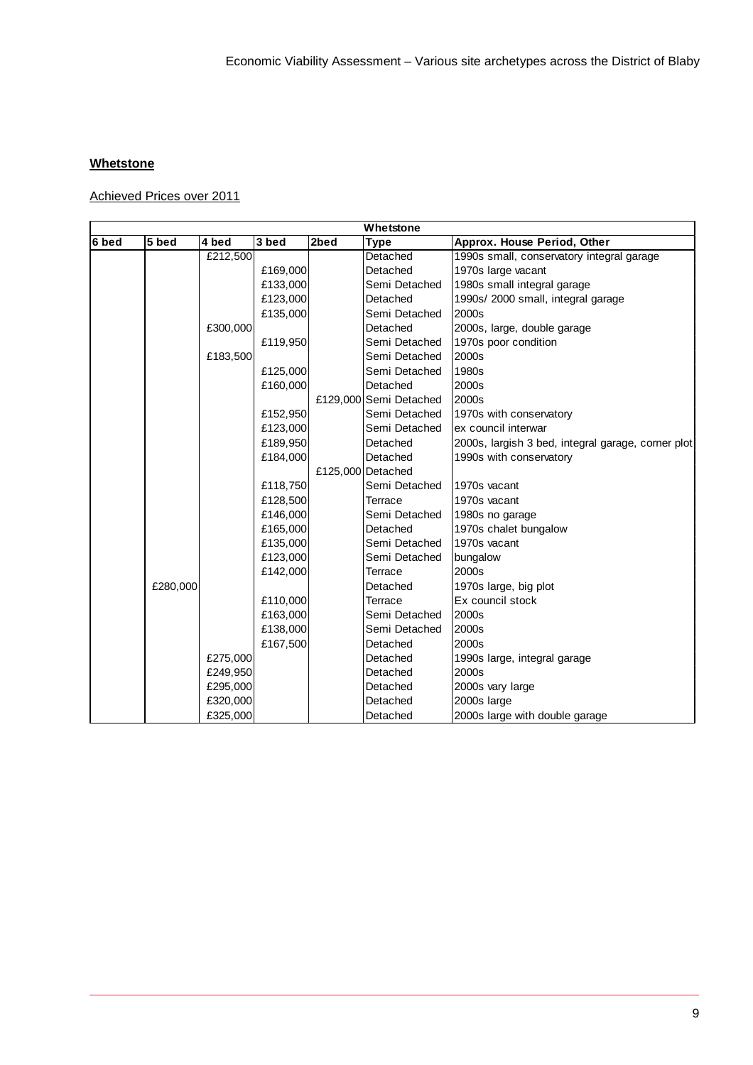**Whetstone**

Achieved Prices over 2011

| Whetstone | | | | | | |
|---|---|---|---|---|---|---|
| 6 bed | 5 bed | 4 bed | 3 bed | 2bed | Type | Approx. House Period, Other |
| | | £212,500 | | | Detached | 1990s small, conservatory integral garage |
| | | | £169,000 | | Detached | 1970s large vacant |
| | | | £133,000 | | Semi Detached | 1980s small integral garage |
| | | | £123,000 | | Detached | 1990s/ 2000 small, integral garage |
| | | | £135,000 | | Semi Detached | 2000s |
| | | £300,000 | | | Detached | 2000s, large, double garage |
| | | | £119,950 | | Semi Detached | 1970s poor condition |
| | | £183,500 | | | Semi Detached | 2000s |
| | | | £125,000 | | Semi Detached | 1980s |
| | | | £160,000 | | Detached | 2000s |
| | | | | £129,000 | Semi Detached | 2000s |
| | | | £152,950 | | Semi Detached | 1970s with conservatory |
| | | | £123,000 | | Semi Detached | ex council interwar |
| | | | £189,950 | | Detached | 2000s, largish 3 bed, integral garage, corner plot |
| | | | £184,000 | | Detached | 1990s with conservatory |
| | | | | £125,000 | Detached | |
| | | | £118,750 | | Semi Detached | 1970s vacant |
| | | | £128,500 | | Terrace | 1970s vacant |
| | | | £146,000 | | Semi Detached | 1980s no garage |
| | | | £165,000 | | Detached | 1970s chalet bungalow |
| | | | £135,000 | | Semi Detached | 1970s vacant |
| | | | £123,000 | | Semi Detached | bungalow |
| | | | £142,000 | | Terrace | 2000s |
| | £280,000 | | | | Detached | 1970s large, big plot |
| | | | £110,000 | | Terrace | Ex council stock |
| | | | £163,000 | | Semi Detached | 2000s |
| | | | £138,000 | | Semi Detached | 2000s |
| | | | £167,500 | | Detached | 2000s |
| | | £275,000 | | | Detached | 1990s large, integral garage |
| | | £249,950 | | | Detached | 2000s |
| | | £295,000 | | | Detached | 2000s vary large |
| | | £320,000 | | | Detached | 2000s large |
| | | £325,000 | | | Detached | 2000s large with double garage |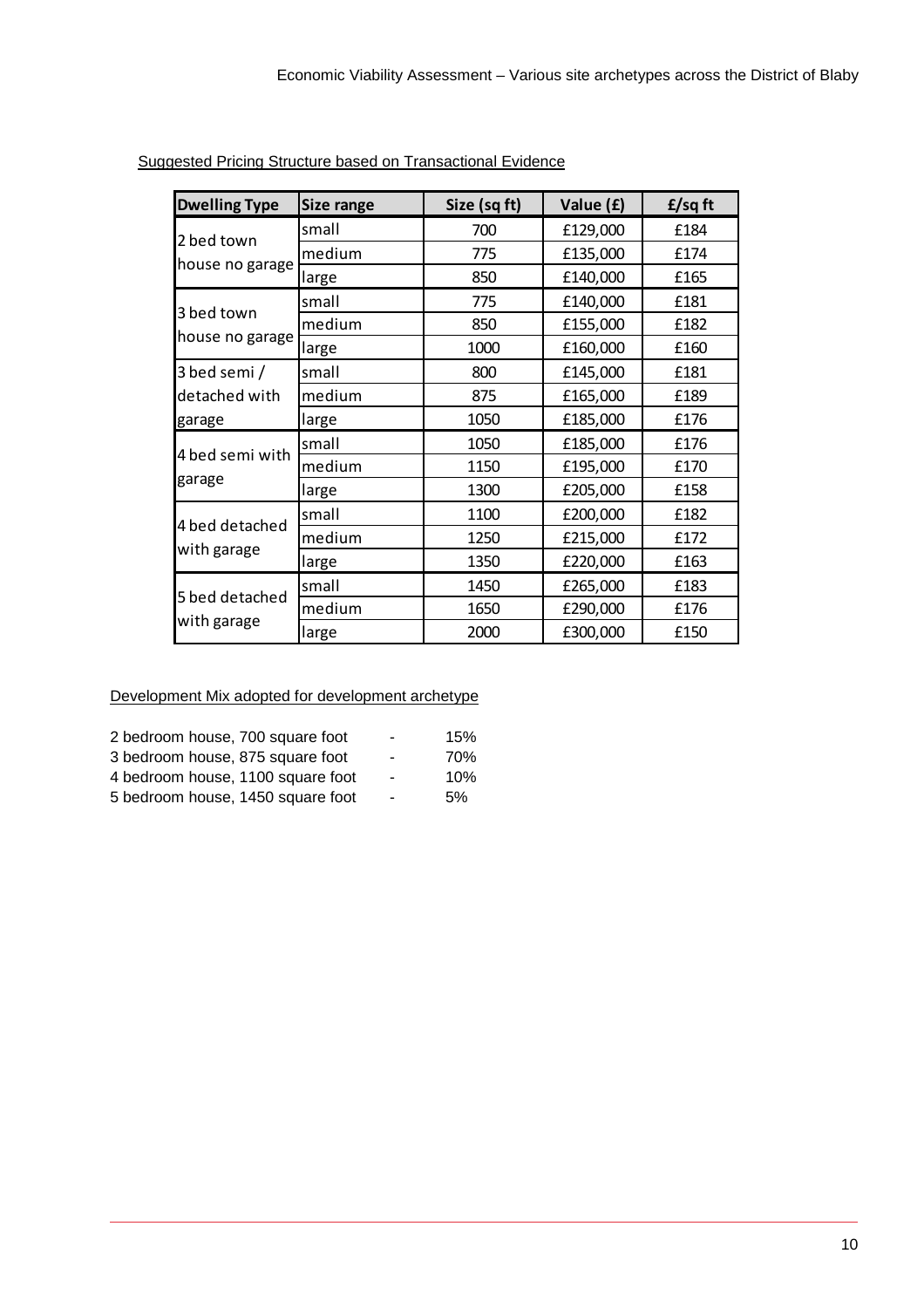Suggested Pricing Structure based on Transactional Evidence

| Dwelling Type | Size range | Size (sq ft) | Value (£) | £/sq ft |
|---|---|---|---|---|
| 2 bed town house no garage | small | 700 | £129,000 | £184 |
| | medium | 775 | £135,000 | £174 |
| | large | 850 | £140,000 | £165 |
| 3 bed town house no garage | small | 775 | £140,000 | £181 |
| | medium | 850 | £155,000 | £182 |
| | large | 1000 | £160,000 | £160 |
| 3 bed semi / detached with garage | small | 800 | £145,000 | £181 |
| | medium | 875 | £165,000 | £189 |
| | large | 1050 | £185,000 | £176 |
| 4 bed semi with garage | small | 1050 | £185,000 | £176 |
| | medium | 1150 | £195,000 | £170 |
| | large | 1300 | £205,000 | £158 |
| 4 bed detached with garage | small | 1100 | £200,000 | £182 |
| | medium | 1250 | £215,000 | £172 |
| | large | 1350 | £220,000 | £163 |
| 5 bed detached with garage | small | 1450 | £265,000 | £183 |
| | medium | 1650 | £290,000 | £176 |
| | large | 2000 | £300,000 | £150 |

Development Mix adopted for development archetype

| | | |
|---|---|---|
| 2 bedroom house, 700 square foot | - | 15% |
| 3 bedroom house, 875 square foot | - | 70% |
| 4 bedroom house, 1100 square foot | - | 10% |
| 5 bedroom house, 1450 square foot | - | 5% |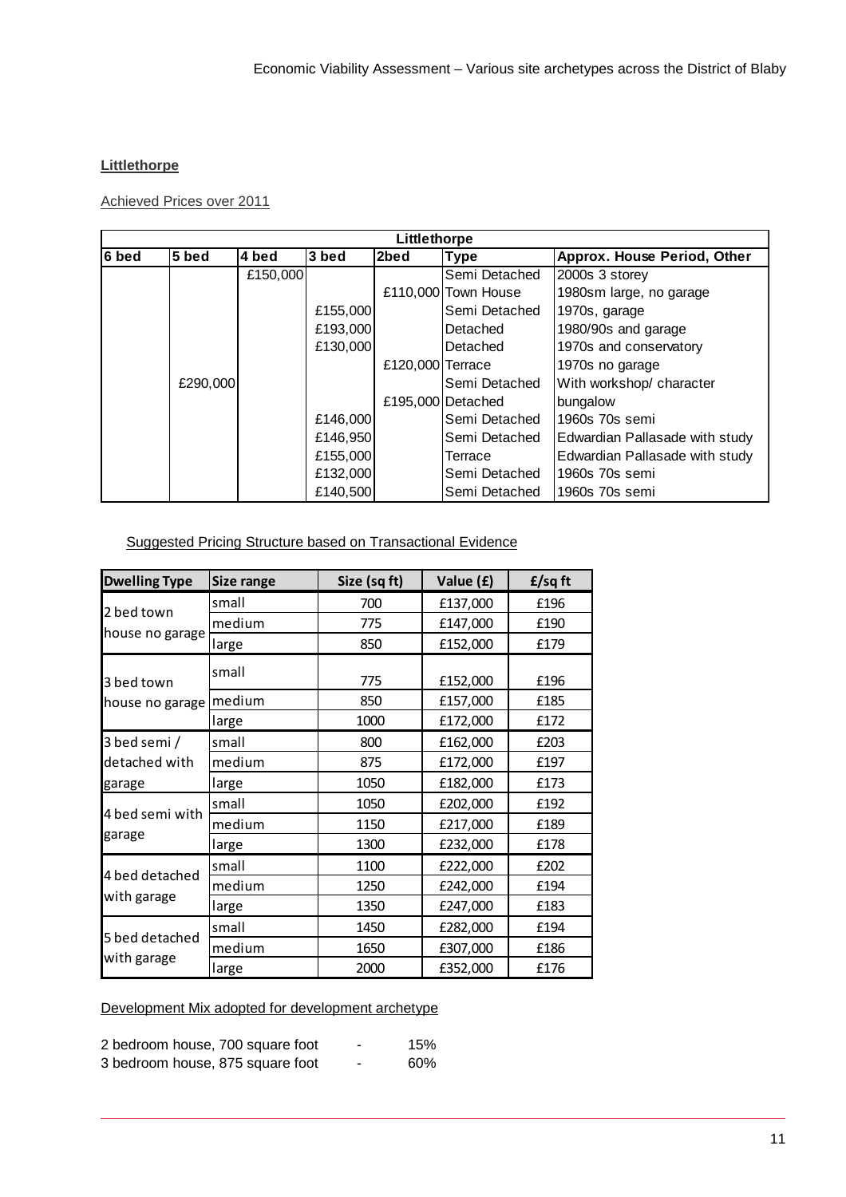**Littlethorpe**

Achieved Prices over 2011

| Littlethorpe | | | | | | |
|---|---|---|---|---|---|---|
| 6 bed | 5 bed | 4 bed | 3 bed | 2bed | Type | Approx. House Period, Other |
| | | £150,000 | | | Semi Detached | 2000s 3 storey |
| | | | | £110,000 | Town House | 1980sm large, no garage |
| | | | £155,000 | | Semi Detached | 1970s, garage |
| | | | £193,000 | | Detached | 1980/90s and garage |
| | | | £130,000 | | Detached | 1970s and conservatory |
| | | | | £120,000 | Terrace | 1970s no garage |
| | £290,000 | | | | Semi Detached | With workshop/ character |
| | | | | £195,000 | Detached | bungalow |
| | | | £146,000 | | Semi Detached | 1960s 70s semi |
| | | | £146,950 | | Semi Detached | Edwardian Pallasade with study |
| | | | £155,000 | | Terrace | Edwardian Pallasade with study |
| | | | £132,000 | | Semi Detached | 1960s 70s semi |
| | | | £140,500 | | Semi Detached | 1960s 70s semi |

Suggested Pricing Structure based on Transactional Evidence

| Dwelling Type | Size range | Size (sq ft) | Value (£) | £/sq ft |
|---|---|---|---|---|
| 2 bed town house no garage | small | 700 | £137,000 | £196 |
| | medium | 775 | £147,000 | £190 |
| | large | 850 | £152,000 | £179 |
| 3 bed town house no garage | small | 775 | £152,000 | £196 |
| | medium | 850 | £157,000 | £185 |
| | large | 1000 | £172,000 | £172 |
| 3 bed semi / detached with garage | small | 800 | £162,000 | £203 |
| | medium | 875 | £172,000 | £197 |
| | large | 1050 | £182,000 | £173 |
| 4 bed semi with garage | small | 1050 | £202,000 | £192 |
| | medium | 1150 | £217,000 | £189 |
| | large | 1300 | £232,000 | £178 |
| 4 bed detached with garage | small | 1100 | £222,000 | £202 |
| | medium | 1250 | £242,000 | £194 |
| | large | 1350 | £247,000 | £183 |
| 5 bed detached with garage | small | 1450 | £282,000 | £194 |
| | medium | 1650 | £307,000 | £186 |
| | large | 2000 | £352,000 | £176 |

Development Mix adopted for development archetype

2 bedroom house, 700 square foot - 15%
3 bedroom house, 875 square foot - 60%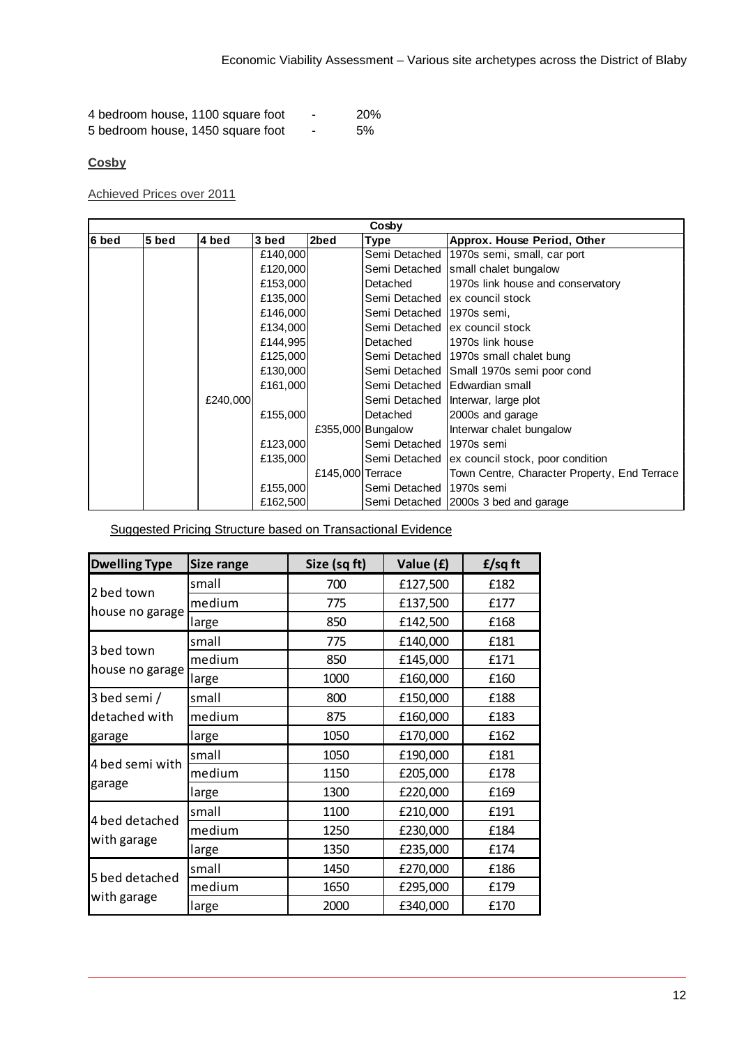4 bedroom house, 1100 square foot - 20%
5 bedroom house, 1450 square foot - 5%

**Cosby**

Achieved Prices over 2011

| Cosby | | | | | | |
|---|---|---|---|---|---|---|
| **6 bed** | **5 bed** | **4 bed** | **3 bed** | **2bed** | **Type** | **Approx. House Period, Other** |
| | | | £140,000 | | Semi Detached | 1970s semi, small, car port |
| | | | £120,000 | | Semi Detached | small chalet bungalow |
| | | | £153,000 | | Detached | 1970s link house and conservatory |
| | | | £135,000 | | Semi Detached | ex council stock |
| | | | £146,000 | | Semi Detached | 1970s semi, |
| | | | £134,000 | | Semi Detached | ex council stock |
| | | | £144,995 | | Detached | 1970s link house |
| | | | £125,000 | | Semi Detached | 1970s small chalet bung |
| | | | £130,000 | | Semi Detached | Small 1970s semi poor cond |
| | | | £161,000 | | Semi Detached | Edwardian small |
| | | £240,000 | | | Semi Detached | Interwar, large plot |
| | | | £155,000 | | Detached | 2000s and garage |
| | | | | £355,000 | Bungalow | Interwar chalet bungalow |
| | | | £123,000 | | Semi Detached | 1970s semi |
| | | | £135,000 | | Semi Detached | ex council stock, poor condition |
| | | | | £145,000 | Terrace | Town Centre, Character Property, End Terrace |
| | | | £155,000 | | Semi Detached | 1970s semi |
| | | | £162,500 | | Semi Detached | 2000s 3 bed and garage |

Suggested Pricing Structure based on Transactional Evidence

| Dwelling Type | Size range | Size (sq ft) | Value (£) | £/sq ft |
|---|---|---|---|---|
| 2 bed town house no garage | small | 700 | £127,500 | £182 |
| | medium | 775 | £137,500 | £177 |
| | large | 850 | £142,500 | £168 |
| 3 bed town house no garage | small | 775 | £140,000 | £181 |
| | medium | 850 | £145,000 | £171 |
| | large | 1000 | £160,000 | £160 |
| 3 bed semi / detached with garage | small | 800 | £150,000 | £188 |
| | medium | 875 | £160,000 | £183 |
| | large | 1050 | £170,000 | £162 |
| 4 bed semi with garage | small | 1050 | £190,000 | £181 |
| | medium | 1150 | £205,000 | £178 |
| | large | 1300 | £220,000 | £169 |
| 4 bed detached with garage | small | 1100 | £210,000 | £191 |
| | medium | 1250 | £230,000 | £184 |
| | large | 1350 | £235,000 | £174 |
| 5 bed detached with garage | small | 1450 | £270,000 | £186 |
| | medium | 1650 | £295,000 | £179 |
| | large | 2000 | £340,000 | £170 |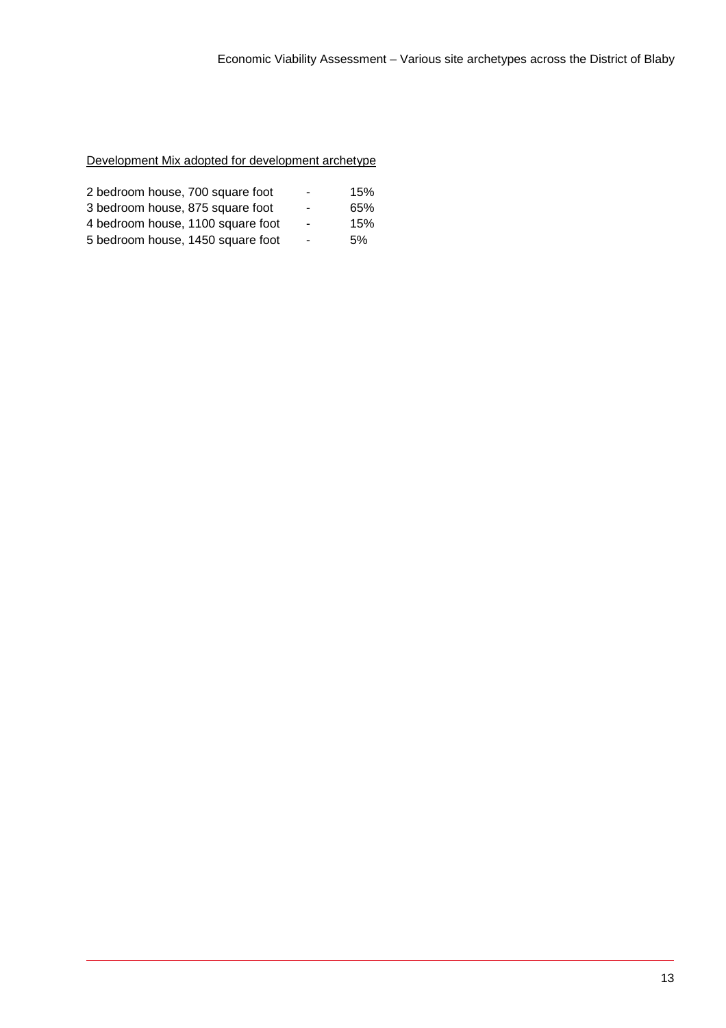Development Mix adopted for development archetype

| | | |
|---|---|---|
| 2 bedroom house, 700 square foot | - | 15% |
| 3 bedroom house, 875 square foot | - | 65% |
| 4 bedroom house, 1100 square foot | - | 15% |
| 5 bedroom house, 1450 square foot | - | 5% |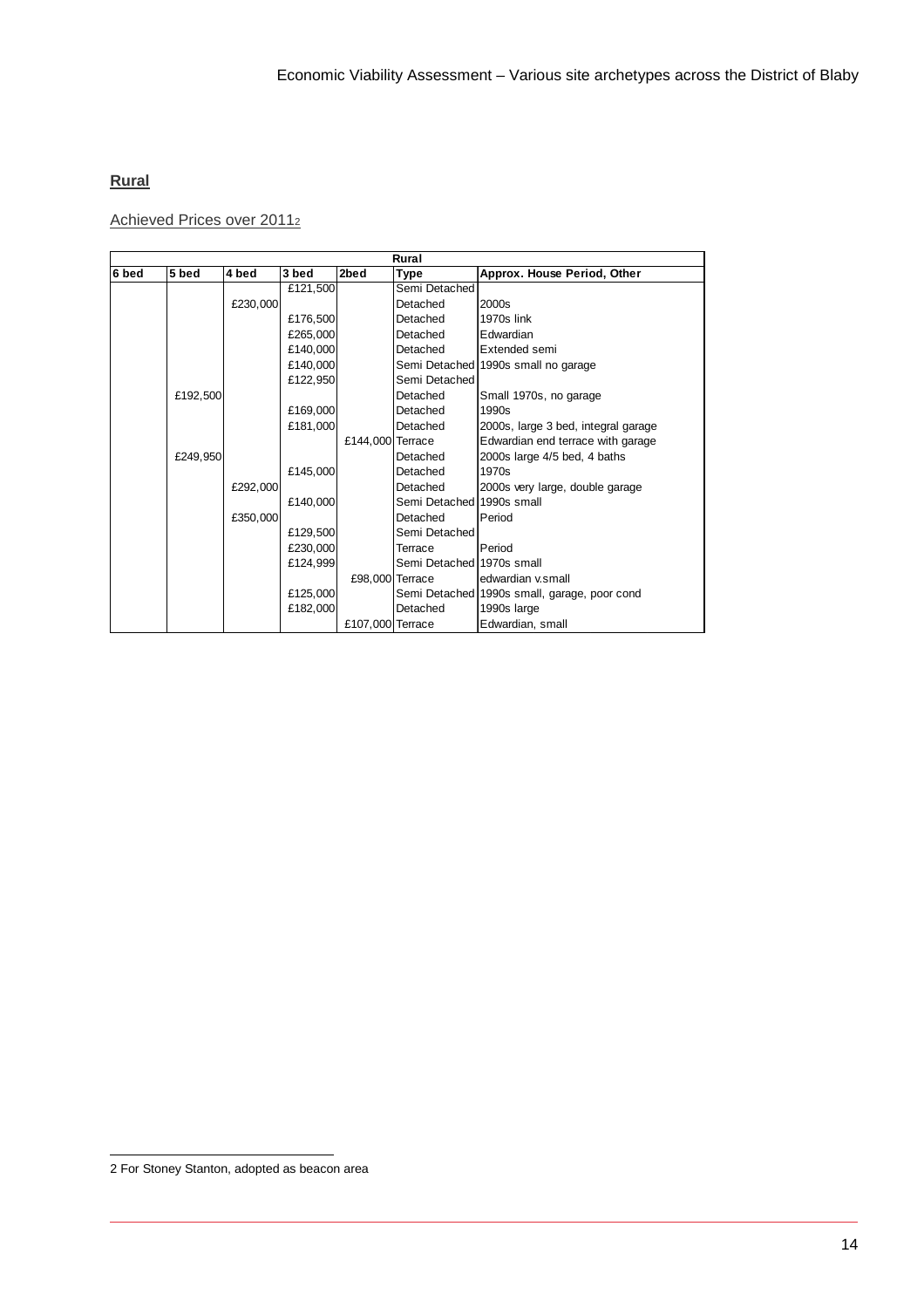**Rural**

Achieved Prices over 2011[2]

| Rural | | | | | | |
|---|---|---|---|---|---|---|
| 6 bed | 5 bed | 4 bed | 3 bed | 2bed | Type | Approx. House Period, Other |
| | | | £121,500 | | Semi Detached | |
| | | £230,000 | | | Detached | 2000s |
| | | | £176,500 | | Detached | 1970s link |
| | | | £265,000 | | Detached | Edwardian |
| | | | £140,000 | | Detached | Extended semi |
| | | | £140,000 | | Semi Detached | 1990s small no garage |
| | | | £122,950 | | Semi Detached | |
| | £192,500 | | | | Detached | Small 1970s, no garage |
| | | | £169,000 | | Detached | 1990s |
| | | | £181,000 | | Detached | 2000s, large 3 bed, integral garage |
| | | | | £144,000 | Terrace | Edwardian end terrace with garage |
| | £249,950 | | | | Detached | 2000s large 4/5 bed, 4 baths |
| | | | £145,000 | | Detached | 1970s |
| | | £292,000 | | | Detached | 2000s very large, double garage |
| | | | £140,000 | | Semi Detached | 1990s small |
| | | £350,000 | | | Detached | Period |
| | | | £129,500 | | Semi Detached | |
| | | | £230,000 | | Terrace | Period |
| | | | £124,999 | | Semi Detached | 1970s small |
| | | | | £98,000 | Terrace | edwardian v.small |
| | | | £125,000 | | Semi Detached | 1990s small, garage, poor cond |
| | | | £182,000 | | Detached | 1990s large |
| | | | | £107,000 | Terrace | Edwardian, small |

2 For Stoney Stanton, adopted as beacon area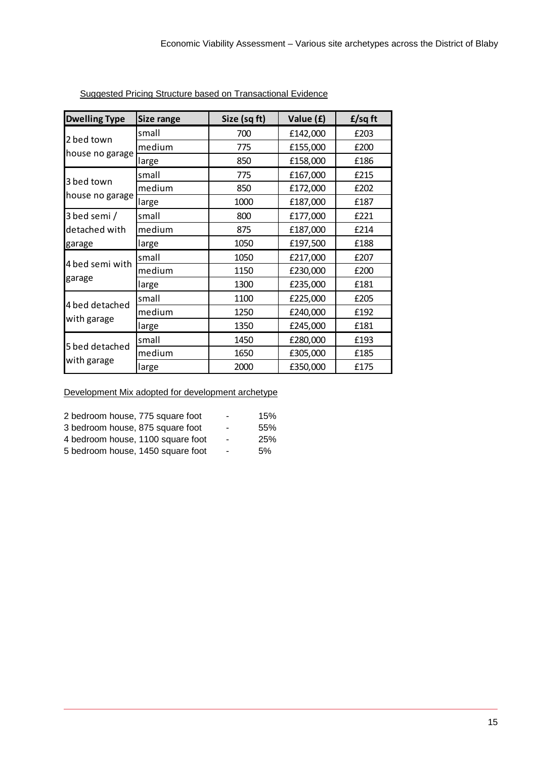Suggested Pricing Structure based on Transactional Evidence

| Dwelling Type | Size range | Size (sq ft) | Value (£) | £/sq ft |
|---|---|---|---|---|
| 2 bed town house no garage | small | 700 | £142,000 | £203 |
| | medium | 775 | £155,000 | £200 |
| | large | 850 | £158,000 | £186 |
| 3 bed town house no garage | small | 775 | £167,000 | £215 |
| | medium | 850 | £172,000 | £202 |
| | large | 1000 | £187,000 | £187 |
| 3 bed semi / detached with garage | small | 800 | £177,000 | £221 |
| | medium | 875 | £187,000 | £214 |
| | large | 1050 | £197,500 | £188 |
| 4 bed semi with garage | small | 1050 | £217,000 | £207 |
| | medium | 1150 | £230,000 | £200 |
| | large | 1300 | £235,000 | £181 |
| 4 bed detached with garage | small | 1100 | £225,000 | £205 |
| | medium | 1250 | £240,000 | £192 |
| | large | 1350 | £245,000 | £181 |
| 5 bed detached with garage | small | 1450 | £280,000 | £193 |
| | medium | 1650 | £305,000 | £185 |
| | large | 2000 | £350,000 | £175 |

Development Mix adopted for development archetype

2 bedroom house, 775 square foot - 15%
3 bedroom house, 875 square foot - 55%
4 bedroom house, 1100 square foot - 25%
5 bedroom house, 1450 square foot - 5%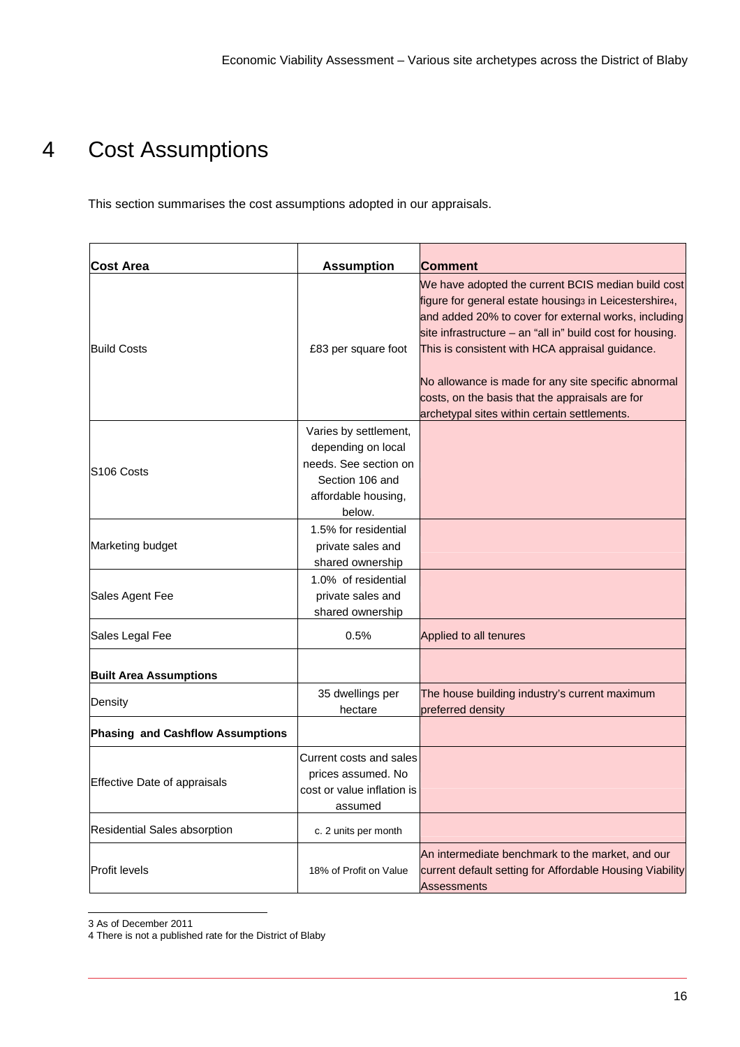# 4 Cost Assumptions

This section summarises the cost assumptions adopted in our appraisals.

| Cost Area | Assumption | Comment |
|---|---|---|
| Build Costs | £83 per square foot | We have adopted the current BCIS median build cost figure for general estate housing[3] in Leicestershire[4], and added 20% to cover for external works, including site infrastructure – an "all in" build cost for housing. This is consistent with HCA appraisal guidance.<br><br>No allowance is made for any site specific abnormal costs, on the basis that the appraisals are for archetypal sites within certain settlements. |
| S106 Costs | Varies by settlement, depending on local needs. See section on Section 106 and affordable housing, below. | |
| Marketing budget | 1.5% for residential private sales and shared ownership | |
| Sales Agent Fee | 1.0% of residential private sales and shared ownership | |
| Sales Legal Fee | 0.5% | Applied to all tenures |
| **Built Area Assumptions** | | |
| Density | 35 dwellings per hectare | The house building industry's current maximum preferred density |
| **Phasing and Cashflow Assumptions** | | |
| Effective Date of appraisals | Current costs and sales prices assumed. No cost or value inflation is assumed | |
| Residential Sales absorption | c. 2 units per month | |
| Profit levels | 18% of Profit on Value | An intermediate benchmark to the market, and our current default setting for Affordable Housing Viability Assessments |

3 As of December 2011

4 There is not a published rate for the District of Blaby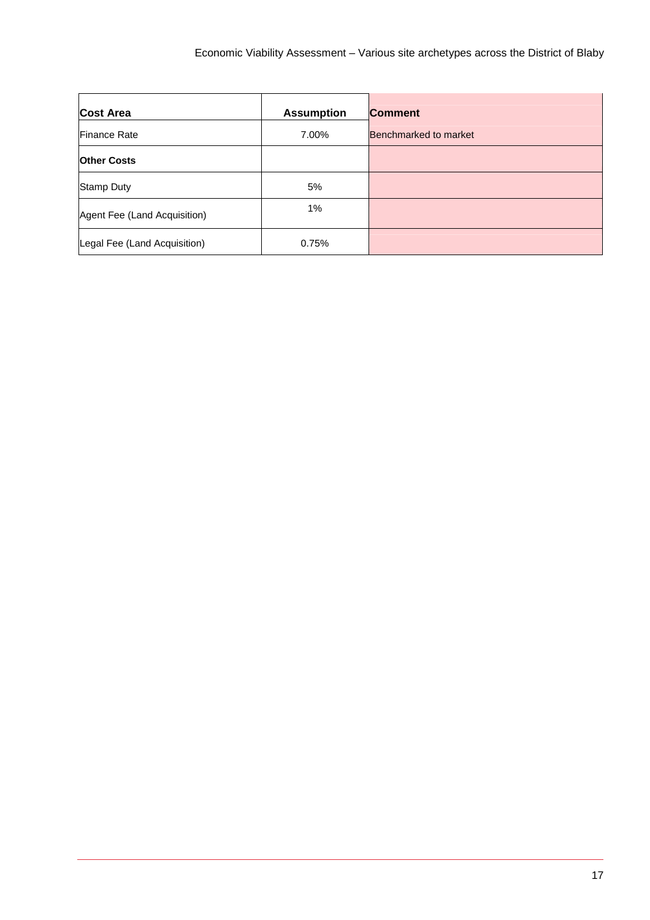| Cost Area | Assumption | Comment |
| --- | --- | --- |
| Finance Rate | 7.00% | Benchmarked to market |
| **Other Costs** | | |
| Stamp Duty | 5% | |
| Agent Fee (Land Acquisition) | 1% | |
| Legal Fee (Land Acquisition) | 0.75% | |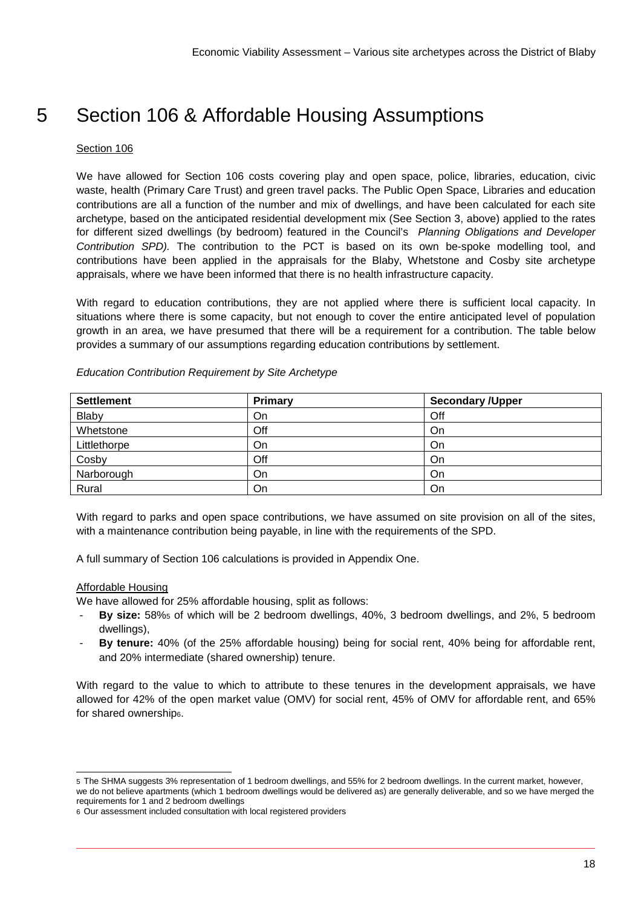# 5 Section 106 & Affordable Housing Assumptions

Section 106

We have allowed for Section 106 costs covering play and open space, police, libraries, education, civic waste, health (Primary Care Trust) and green travel packs. The Public Open Space, Libraries and education contributions are all a function of the number and mix of dwellings, and have been calculated for each site archetype, based on the anticipated residential development mix (See Section 3, above) applied to the rates for different sized dwellings (by bedroom) featured in the Council's *Planning Obligations and Developer Contribution SPD).* The contribution to the PCT is based on its own be-spoke modelling tool, and contributions have been applied in the appraisals for the Blaby, Whetstone and Cosby site archetype appraisals, where we have been informed that there is no health infrastructure capacity.

With regard to education contributions, they are not applied where there is sufficient local capacity. In situations where there is some capacity, but not enough to cover the entire anticipated level of population growth in an area, we have presumed that there will be a requirement for a contribution. The table below provides a summary of our assumptions regarding education contributions by settlement.

*Education Contribution Requirement by Site Archetype*

| Settlement | Primary | Secondary /Upper |
|---|---|---|
| Blaby | On | Off |
| Whetstone | Off | On |
| Littlethorpe | On | On |
| Cosby | Off | On |
| Narborough | On | On |
| Rural | On | On |

With regard to parks and open space contributions, we have assumed on site provision on all of the sites, with a maintenance contribution being payable, in line with the requirements of the SPD.

A full summary of Section 106 calculations is provided in Appendix One.

Affordable Housing

We have allowed for 25% affordable housing, split as follows:

- **By size:** 58%[5] of which will be 2 bedroom dwellings, 40%, 3 bedroom dwellings, and 2%, 5 bedroom dwellings),
- **By tenure:** 40% (of the 25% affordable housing) being for social rent, 40% being for affordable rent, and 20% intermediate (shared ownership) tenure.

With regard to the value to which to attribute to these tenures in the development appraisals, we have allowed for 42% of the open market value (OMV) for social rent, 45% of OMV for affordable rent, and 65% for shared ownership[6].

---

[5] The SHMA suggests 3% representation of 1 bedroom dwellings, and 55% for 2 bedroom dwellings. In the current market, however, we do not believe apartments (which 1 bedroom dwellings would be delivered as) are generally deliverable, and so we have merged the requirements for 1 and 2 bedroom dwellings

[6] Our assessment included consultation with local registered providers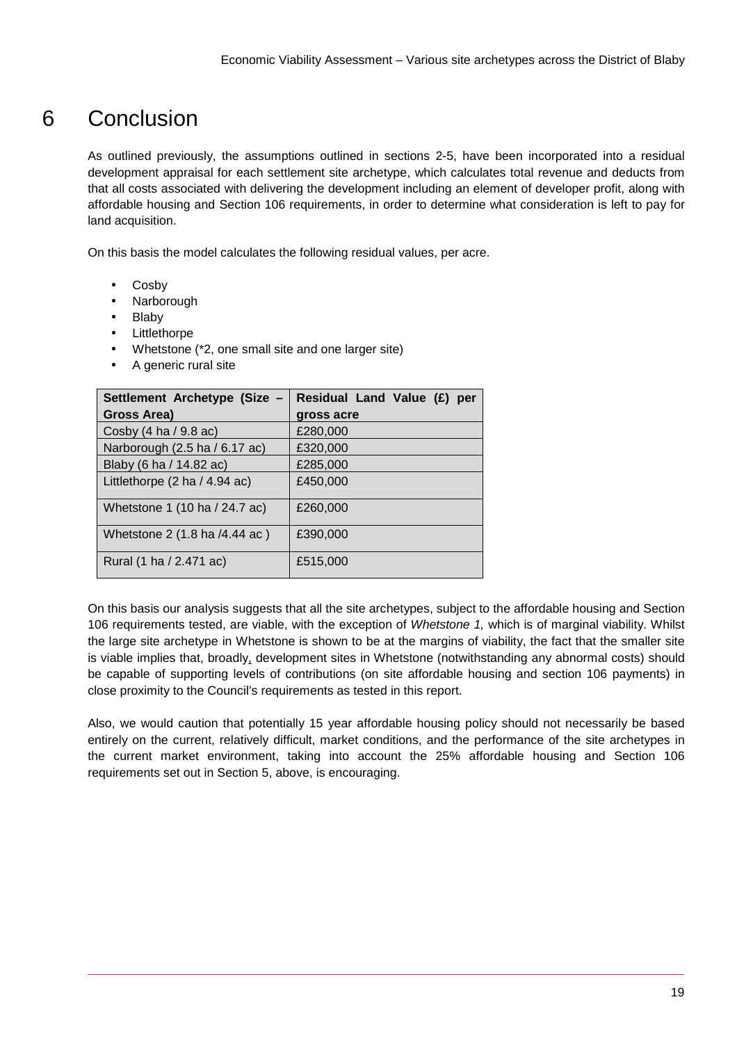# 6 Conclusion

As outlined previously, the assumptions outlined in sections 2-5, have been incorporated into a residual development appraisal for each settlement site archetype, which calculates total revenue and deducts from that all costs associated with delivering the development including an element of developer profit, along with affordable housing and Section 106 requirements, in order to determine what consideration is left to pay for land acquisition.

On this basis the model calculates the following residual values, per acre.

- Cosby
- Narborough
- Blaby
- Littlethorpe
- Whetstone (*2, one small site and one larger site)
- A generic rural site

| Settlement Archetype (Size – Gross Area) | Residual Land Value (£) per gross acre |
|---|---|
| Cosby (4 ha / 9.8 ac) | £280,000 |
| Narborough (2.5 ha / 6.17 ac) | £320,000 |
| Blaby (6 ha / 14.82 ac) | £285,000 |
| Littlethorpe (2 ha / 4.94 ac) | £450,000 |
| Whetstone 1 (10 ha / 24.7 ac) | £260,000 |
| Whetstone 2 (1.8 ha /4.44 ac ) | £390,000 |
| Rural (1 ha / 2.471 ac) | £515,000 |

On this basis our analysis suggests that all the site archetypes, subject to the affordable housing and Section 106 requirements tested, are viable, with the exception of *Whetstone 1,* which is of marginal viability. Whilst the large site archetype in Whetstone is shown to be at the margins of viability, the fact that the smaller site is viable implies that, broadly, development sites in Whetstone (notwithstanding any abnormal costs) should be capable of supporting levels of contributions (on site affordable housing and section 106 payments) in close proximity to the Council's requirements as tested in this report.

Also, we would caution that potentially 15 year affordable housing policy should not necessarily be based entirely on the current, relatively difficult, market conditions, and the performance of the site archetypes in the current market environment, taking into account the 25% affordable housing and Section 106 requirements set out in Section 5, above, is encouraging.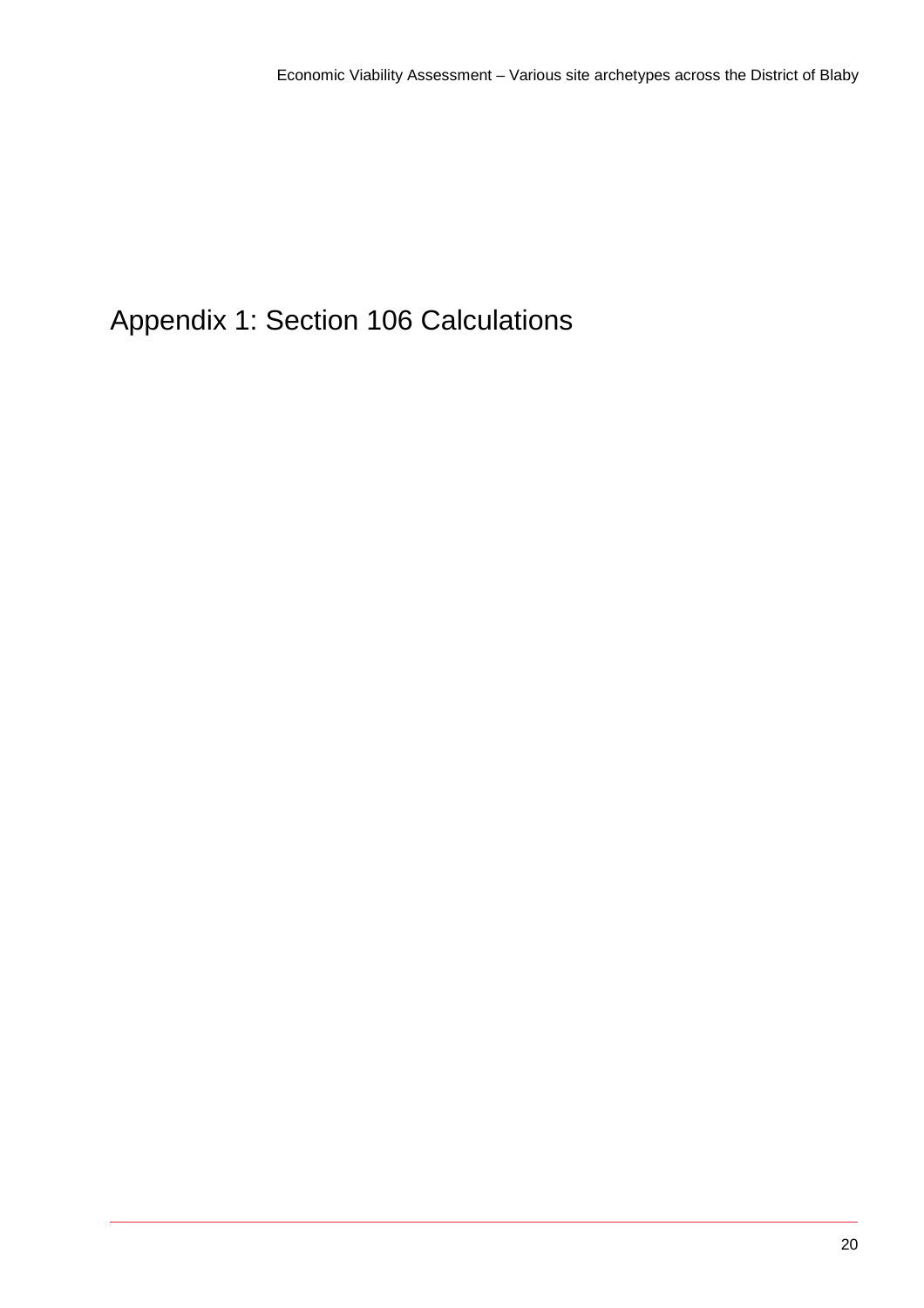# Appendix 1: Section 106 Calculations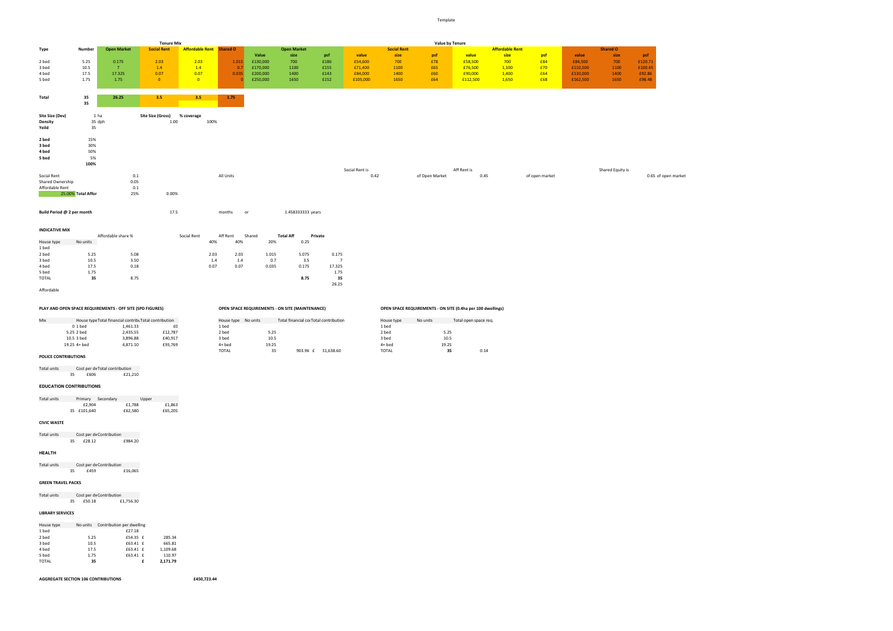## Tenure Mix

| Type | Number | Open Market | Social Rent | Affordable Rent | Shared O |
|---|---|---|---|---|---|
| 2 bed | 5.25 | 0.175 | 2.03 | 2.03 | 1.015 |
| 3 bed | 10.5 | 7 | 1.4 | 1.4 | 0.7 |
| 4 bed | 17.5 | 17.325 | 0.07 | 0.07 | 0.035 |
| 5 bed | 1.75 | 1.75 | 0 | 0 | 0 |
| Total | 35 | 26.25 | 3.5 | 3.5 | 1.75 |
| | 35 | | | | |

## Value by Tenure

| Type | Open Market Value | Open Market size | Open Market psf | Social Rent value | Social Rent size | Social Rent psf | Affordable Rent value | Affordable Rent size | Affordable Rent psf | Shared O value | Shared O size | Shared O psf |
|---|---|---|---|---|---|---|---|---|---|---|---|---|
| 2 bed | £130,000 | 700 | £186 | £54,600 | 700 | £78 | £58,500 | 700 | £84 | £84,500 | 700 | £120.71 |
| 3 bed | £170,000 | 1100 | £155 | £71,400 | 1100 | £65 | £76,500 | 1,100 | £70 | £110,500 | 1100 | £100.45 |
| 4 bed | £200,000 | 1400 | £143 | £84,000 | 1400 | £60 | £90,000 | 1,400 | £64 | £130,000 | 1400 | £92.86 |
| 5 bed | £250,000 | 1650 | £152 | £105,000 | 1650 | £64 | £112,500 | 1,650 | £68 | £162,500 | 1650 | £98.48 |

| | | | | |
|---|---|---|---|---|
| **Site Size (Dev)** | 1 ha | **Site Size (Gross)** | 1.00 | **% coverage** 100% |
| **Density** | 35 dph | | | |
| **Yeild** | 35 | | | |

| | |
|---|---|
| **2 bed** | 15% |
| **3 bed** | 30% |
| **4 bed** | 50% |
| **5 bed** | 5% |
| | **100%** |

Social Rent is 0.42 of Open Market; Aff Rent is 0.45 of open market; Shared Equity is 0.65 of open market

| | | | |
|---|---|---|---|
| Social Rent | 0.1 | | All Units |
| Shared Ownership | 0.05 | | |
| Affordable Rent | 0.1 | | |
| 25.00% Total Affor | 25% | 0.00% | |

**Build Period @ 2 per month** 17.5 months or 1.458333333 years

### INDICATIVE MIX

| House type | No units | Affordable share % | Social Rent | Aff Rent | Shared | Total Aff | Private |
|---|---|---|---|---|---|---|---|
| | | | 40% | 40% | 20% | 0.25 | |
| 1 bed | | | | | | | |
| 2 bed | 5.25 | 5.08 | 2.03 | 2.03 | 1.015 | 5.075 | 0.175 |
| 3 bed | 10.5 | 3.50 | 1.4 | 1.4 | 0.7 | 3.5 | 7 |
| 4 bed | 17.5 | 0.18 | 0.07 | 0.07 | 0.035 | 0.175 | 17.325 |
| 5 bed | 1.75 | | | | | | 1.75 |
| TOTAL | **35** | 8.75 | | | | **8.75** | **35** |
| | | | | | | | 26.25 |

Affordable

### PLAY AND OPEN SPACE REQUIREMENTS - OFF SITE (SPD FIGURES)

| Mix | House type | Total financial contribution | Total contribution |
|---|---|---|---|
| 0 | 1 bed | 1,461.33 | £0 |
| 5.25 | 2 bed | 2,435.55 | £12,787 |
| 10.5 | 3 bed | 3,896.88 | £40,917 |
| 19.25 | 4+ bed | 4,871.10 | £93,769 |

### OPEN SPACE REQUIREMENTS - ON SITE (MAINTENANCE)

| House type | No units | Total financial contribution | Total contribution |
|---|---|---|---|
| 1 bed | | | |
| 2 bed | 5.25 | | |
| 3 bed | 10.5 | | |
| 4+ bed | 19.25 | | |
| TOTAL | 35 | 903.96 £ | 31,638.60 |

### OPEN SPACE REQUIREMENTS - ON SITE (0.4ha per 100 dwellings)

| House type | No units | Total open space req. |
|---|---|---|
| 1 bed | | |
| 2 bed | 5.25 | |
| 3 bed | 10.5 | |
| 4+ bed | 19.25 | |
| TOTAL | **35** | 0.14 |

### POLICE CONTRIBUTIONS

| Total units | Cost per dw | Total contribution |
|---|---|---|
| 35 | £606 | £21,210 |

### EDUCATION CONTRIBUTIONS

| Total units | Primary | Secondary | Upper |
|---|---|---|---|
| | £2,904 | £1,788 | £1,863 |
| 35 | £101,640 | £62,580 | £65,205 |

### CIVIC WASTE

| Total units | Cost per dw | Contribution |
|---|---|---|
| 35 | £28.12 | £984.20 |

### HEALTH

| Total units | Cost per dw | Contribution |
|---|---|---|
| 35 | £459 | £16,065 |

### GREEN TRAVEL PACKS

| Total units | Cost per dw | Contribution |
|---|---|---|
| 35 | £50.18 | £1,756.30 |

### LIBRARY SERVICES

| House type | No units | Contribution per dwelling | |
|---|---|---|---|
| 1 bed | | £27.18 | |
| 2 bed | 5.25 | £54.35 £ | 285.34 |
| 3 bed | 10.5 | £63.41 £ | 665.81 |
| 4 bed | 17.5 | £63.41 £ | 1,109.68 |
| 5 bed | 1.75 | £63.41 £ | 110.97 |
| TOTAL | **35** | **£** | **2,171.79** |

**AGGREGATE SECTION 106 CONTRIBUTIONS** **£450,723.44**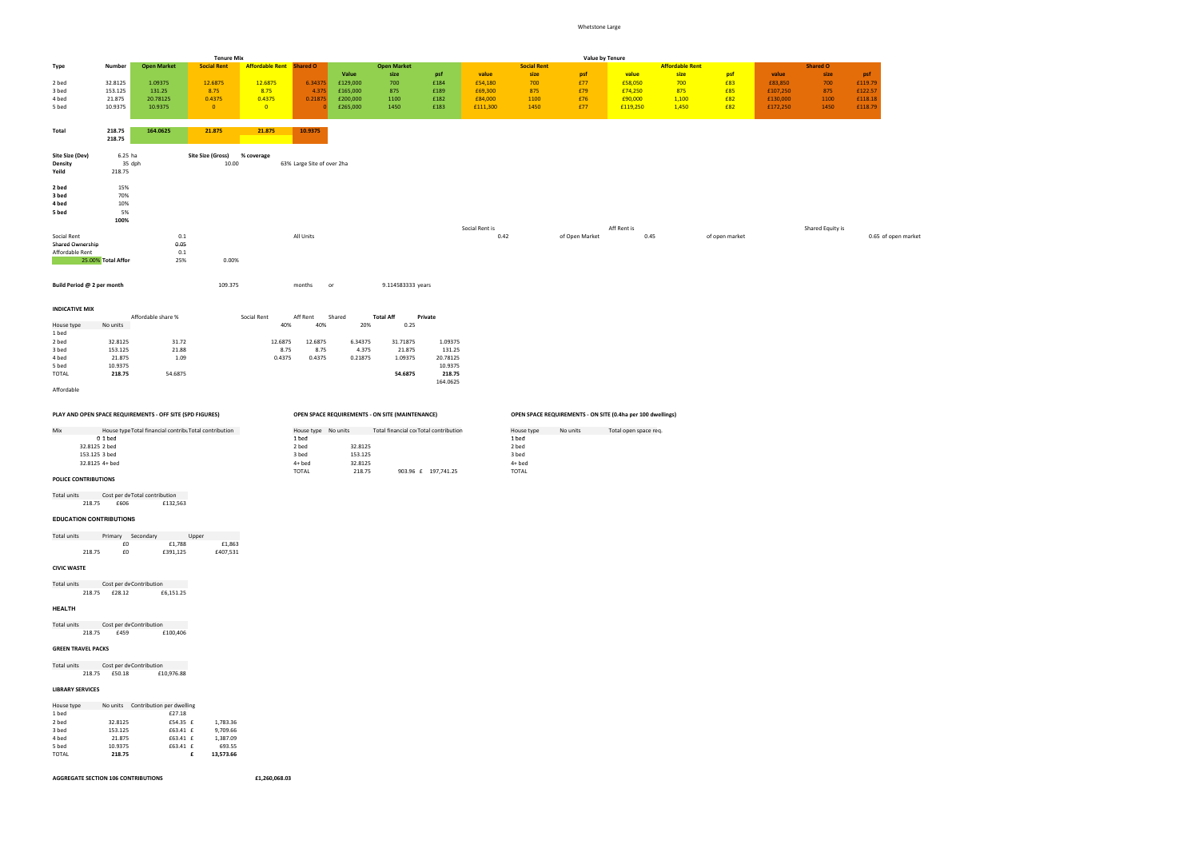# Whetstone Large

| Type | Number | Tenure Mix | | | | Value by Tenure | | | | | | | | | | | | |
|---|---|---|---|---|---|---|---|---|---|---|---|---|---|---|---|---|---|---|
| | | Open Market | Social Rent | Affordable Rent | Shared O | Open Market | | | Social Rent | | | Affordable Rent | | | Shared O | | | |
| | | | | | | Value | size | psf | value | size | psf | value | size | psf | value | size | psf | |
| 2 bed | 32.8125 | 1.09375 | 12.6875 | 12.6875 | 6.34375 | £129,000 | 700 | £184 | £54,180 | 700 | £77 | £58,050 | 700 | £83 | £83,850 | 700 | £119.79 | |
| 3 bed | 153.125 | 131.25 | 8.75 | 8.75 | 4.375 | £165,000 | 875 | £189 | £69,300 | 875 | £79 | £74,250 | 875 | £85 | £107,250 | 875 | £122.57 | |
| 4 bed | 21.875 | 20.78125 | 0.4375 | 0.4375 | 0.21875 | £200,000 | 1100 | £182 | £84,000 | 1100 | £76 | £90,000 | 1,100 | £82 | £130,000 | 1100 | £118.18 | |
| 5 bed | 10.9375 | 10.9375 | 0 | 0 | 0 | £265,000 | 1450 | £183 | £111,300 | 1450 | £77 | £119,250 | 1,450 | £82 | £172,250 | 1450 | £118.79 | |
| Total | 218.75 | 164.0625 | 21.875 | 21.875 | 10.9375 | | | | | | | | | | | | | |
| | 218.75 | | | | | | | | | | | | | | | | | |

| | | | | |
|---|---|---|---|---|
| **Site Size (Dev)** | 6.25 ha | Site Size (Gross) | % coverage | |
| **Density** | 35 dph | 10.00 | | 63% Large Site of over 2ha |
| **Yeild** | 218.75 | | | |

| | |
|---|---|
| **2 bed** | 15% |
| **3 bed** | 70% |
| **4 bed** | 10% |
| **5 bed** | 5% |
| | 100% |

| | | | | | | | | |
|---|---|---|---|---|---|---|---|---|
| Social Rent | 0.1 | | All Units | Social Rent is 0.42 of Open Market | Aff Rent is 0.45 of open market | Shared Equity is 0.65 of open market |
| Shared Ownership | 0.05 | | | | | |
| Affordable Rent | 0.1 | | | | | |
| 25.00% Total Affor | 25% | 0.00% | | | | |

**Build Period @ 2 per month** 109.375 months or 9.114583333 years

**INDICATIVE MIX**

| House type | No units | Affordable share % | Social Rent | Aff Rent | Shared | Total Aff | Private |
|---|---|---|---|---|---|---|---|
| | | | 40% | 40% | 20% | 0.25 | |
| 1 bed | | | | | | | |
| 2 bed | 32.8125 | 31.72 | 12.6875 | 12.6875 | 6.34375 | 31.71875 | 1.09375 |
| 3 bed | 153.125 | 21.88 | 8.75 | 8.75 | 4.375 | 21.875 | 131.25 |
| 4 bed | 21.875 | 1.09 | 0.4375 | 0.4375 | 0.21875 | 1.09375 | 20.78125 |
| 5 bed | 10.9375 | | | | | | 10.9375 |
| TOTAL | **218.75** | 54.6875 | | | | **54.6875** | **218.75** |
| | | | | | | | 164.0625 |

Affordable

**PLAY AND OPEN SPACE REQUIREMENTS - OFF SITE (SPD FIGURES)**

| Mix | House type | Total financial contribu | Total contribution |
|---|---|---|---|
| 0 | 1 bed | | |
| 32.8125 | 2 bed | | |
| 153.125 | 3 bed | | |
| 32.8125 | 4+ bed | | |

**OPEN SPACE REQUIREMENTS - ON SITE (MAINTENANCE)**

| House type | No units | Total financial co | Total contribution |
|---|---|---|---|
| 1 bed | | | |
| 2 bed | 32.8125 | | |
| 3 bed | 153.125 | | |
| 4+ bed | 32.8125 | | |
| TOTAL | 218.75 | 903.96 | £ 197,741.25 |

**OPEN SPACE REQUIREMENTS - ON SITE (0.4ha per 100 dwellings)**

| House type | No units | Total open space req. |
|---|---|---|
| 1 bed | | |
| 2 bed | | |
| 3 bed | | |
| 4+ bed | | |
| TOTAL | | |

**POLICE CONTRIBUTIONS**

| Total units | Cost per dw | Total contribution |
|---|---|---|
| 218.75 | £606 | £132,563 |

**EDUCATION CONTRIBUTIONS**

| Total units | Primary | Secondary | Upper |
|---|---|---|---|
| | £0 | £1,788 | £1,863 |
| 218.75 | £0 | £391,125 | £407,531 |

**CIVIC WASTE**

| Total units | Cost per dw | Contribution |
|---|---|---|
| 218.75 | £28.12 | £6,151.25 |

**HEALTH**

| Total units | Cost per dw | Contribution |
|---|---|---|
| 218.75 | £459 | £100,406 |

**GREEN TRAVEL PACKS**

| Total units | Cost per dw | Contribution |
|---|---|---|
| 218.75 | £50.18 | £10,976.88 |

**LIBRARY SERVICES**

| House type | No units | Contribution per dwelling | |
|---|---|---|---|
| 1 bed | | £27.18 | |
| 2 bed | 32.8125 | £54.35 | £ 1,783.36 |
| 3 bed | 153.125 | £63.41 | £ 9,709.66 |
| 4 bed | 21.875 | £63.41 | £ 1,387.09 |
| 5 bed | 10.9375 | £63.41 | £ 693.55 |
| TOTAL | **218.75** | | **£ 13,573.66** |

**AGGREGATE SECTION 106 CONTRIBUTIONS** **£1,260,068.03**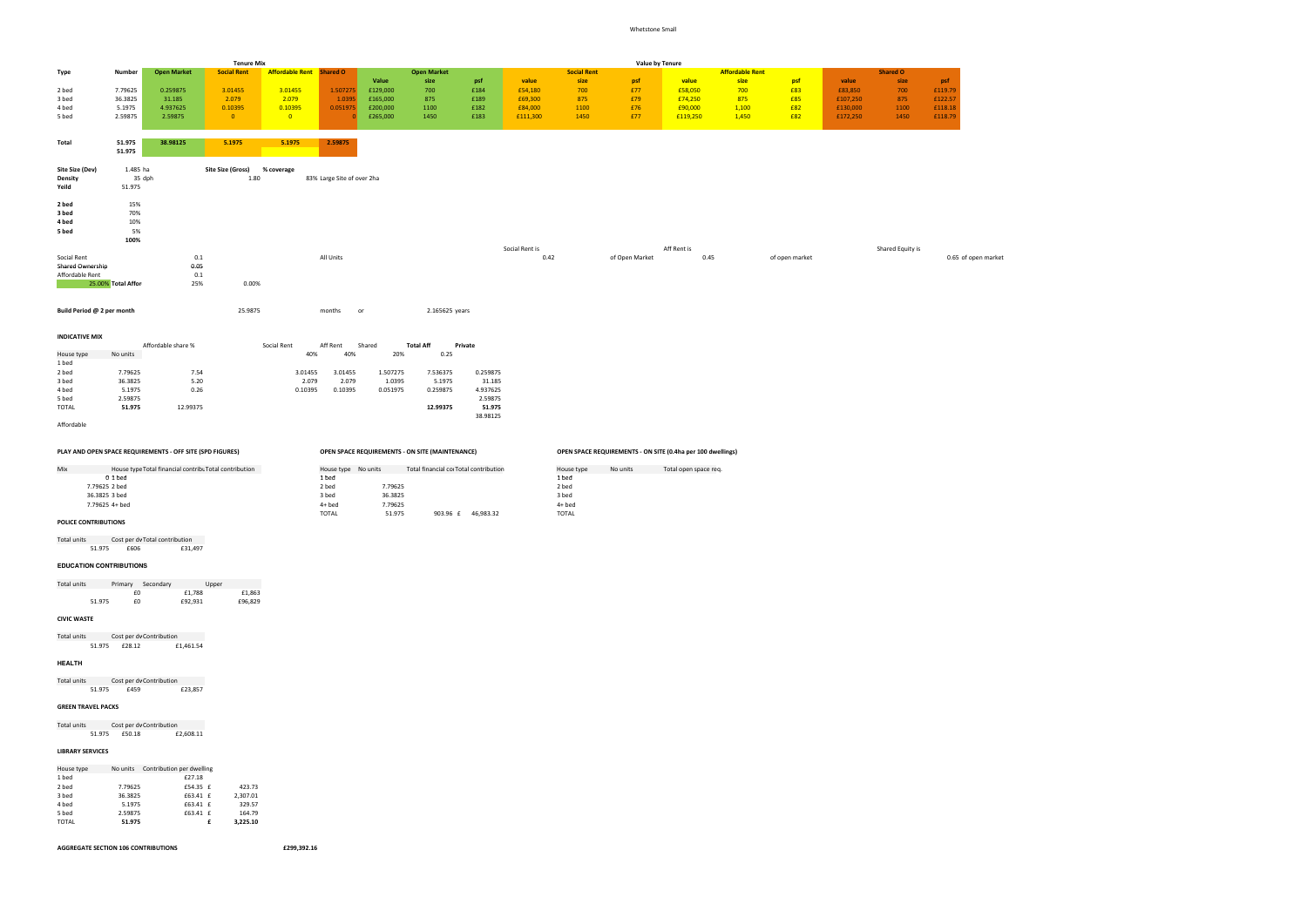# Whetstone Small

| Type | Number | Tenure Mix: Open Market | Social Rent | Affordable Rent | Shared O | Value | Open Market size | psf | value | Social Rent size | psf | value | Affordable Rent size | psf | value | Shared O size | psf |
|---|---|---|---|---|---|---|---|---|---|---|---|---|---|---|---|---|---|
| 2 bed | 7.79625 | 0.259875 | 3.01455 | 3.01455 | 1.507275 | £129,000 | 700 | £184 | £54,180 | 700 | £77 | £58,050 | 700 | £83 | £83,850 | 700 | £119.79 |
| 3 bed | 36.3825 | 31.185 | 2.079 | 2.079 | 1.0395 | £165,000 | 875 | £189 | £69,300 | 875 | £79 | £74,250 | 875 | £85 | £107,250 | 875 | £122.57 |
| 4 bed | 5.1975 | 4.937625 | 0.10395 | 0.10395 | 0.051975 | £200,000 | 1100 | £182 | £84,000 | 1100 | £76 | £90,000 | 1,100 | £82 | £130,000 | 1100 | £118.18 |
| 5 bed | 2.59875 | 2.59875 | 0 | 0 | 0 | £265,000 | 1450 | £183 | £111,300 | 1450 | £77 | £119,250 | 1,450 | £82 | £172,250 | 1450 | £118.79 |
| Total | 51.975 | 38.98125 | 5.1975 | 5.1975 | 2.59875 | | | | | | | | | | | | |
| | 51.975 | | | | | | | | | | | | | | | | |

| | | | | |
|---|---|---|---|---|
| Site Size (Dev) | 1.485 ha | Site Size (Gross) | % coverage | |
| Density | 35 dph | 1.80 | | 83% Large Site of over 2ha |
| Yeild | 51.975 | | | |

| | |
|---|---|
| 2 bed | 15% |
| 3 bed | 70% |
| 4 bed | 10% |
| 5 bed | 5% |
| | 100% |

Social Rent is 0.42 of Open Market — Aff Rent is 0.45 of open market — Shared Equity is 0.65 of open market

| | | | | |
|---|---|---|---|---|
| Social Rent | | 0.1 | | All Units |
| Shared Ownership | | 0.05 | | |
| Affordable Rent | | 0.1 | | |
| 25.00% | Total Affor | 25% | 0.00% | |

Build Period @ 2 per month — 25.9875 months or 2.165625 years

## INDICATIVE MIX

| House type | No units | Affordable share % | Social Rent | Aff Rent | Shared | Total Aff | Private |
|---|---|---|---|---|---|---|---|
| | | | 40% | 40% | 20% | 0.25 | |
| 1 bed | | | | | | | |
| 2 bed | 7.79625 | 7.54 | 3.01455 | 3.01455 | 1.507275 | 7.536375 | 0.259875 |
| 3 bed | 36.3825 | 5.20 | 2.079 | 2.079 | 1.0395 | 5.1975 | 31.185 |
| 4 bed | 5.1975 | 0.26 | 0.10395 | 0.10395 | 0.051975 | 0.259875 | 4.937625 |
| 5 bed | 2.59875 | | | | | | 2.59875 |
| TOTAL | 51.975 | 12.99375 | | | | 12.99375 | 51.975 |
| | | | | | | | 38.98125 |

Affordable

## PLAY AND OPEN SPACE REQUIREMENTS - OFF SITE (SPD FIGURES)

| Mix | House type | Total financial contribu | Total contribution |
|---|---|---|---|
| 0 | 1 bed | | |
| 7.79625 | 2 bed | | |
| 36.3825 | 3 bed | | |
| 7.79625 | 4+ bed | | |

## OPEN SPACE REQUIREMENTS - ON SITE (MAINTENANCE)

| House type | No units | Total financial co | Total contribution |
|---|---|---|---|
| 1 bed | | | |
| 2 bed | 7.79625 | | |
| 3 bed | 36.3825 | | |
| 4+ bed | 7.79625 | | |
| TOTAL | 51.975 | 903.96 | £ 46,983.32 |

## OPEN SPACE REQUIREMENTS - ON SITE (0.4ha per 100 dwellings)

| House type | No units | Total open space req. |
|---|---|---|
| 1 bed | | |
| 2 bed | | |
| 3 bed | | |
| 4+ bed | | |
| TOTAL | | |

## POLICE CONTRIBUTIONS

| Total units | Cost per dw | Total contribution |
|---|---|---|
| 51.975 | £606 | £31,497 |

## EDUCATION CONTRIBUTIONS

| Total units | Primary | Secondary | Upper |
|---|---|---|---|
| | £0 | £1,788 | £1,863 |
| 51.975 | £0 | £92,931 | £96,829 |

## CIVIC WASTE

| Total units | Cost per dw | Contribution |
|---|---|---|
| 51.975 | £28.12 | £1,461.54 |

## HEALTH

| Total units | Cost per dw | Contribution |
|---|---|---|
| 51.975 | £459 | £23,857 |

## GREEN TRAVEL PACKS

| Total units | Cost per dw | Contribution |
|---|---|---|
| 51.975 | £50.18 | £2,608.11 |

## LIBRARY SERVICES

| House type | No units | Contribution per dwelling | |
|---|---|---|---|
| 1 bed | | £27.18 | |
| 2 bed | 7.79625 | £54.35 | £ 423.73 |
| 3 bed | 36.3825 | £63.41 | £ 2,307.01 |
| 4 bed | 5.1975 | £63.41 | £ 329.57 |
| 5 bed | 2.59875 | £63.41 | £ 164.79 |
| TOTAL | 51.975 | | £ 3,225.10 |

**AGGREGATE SECTION 106 CONTRIBUTIONS** £299,392.16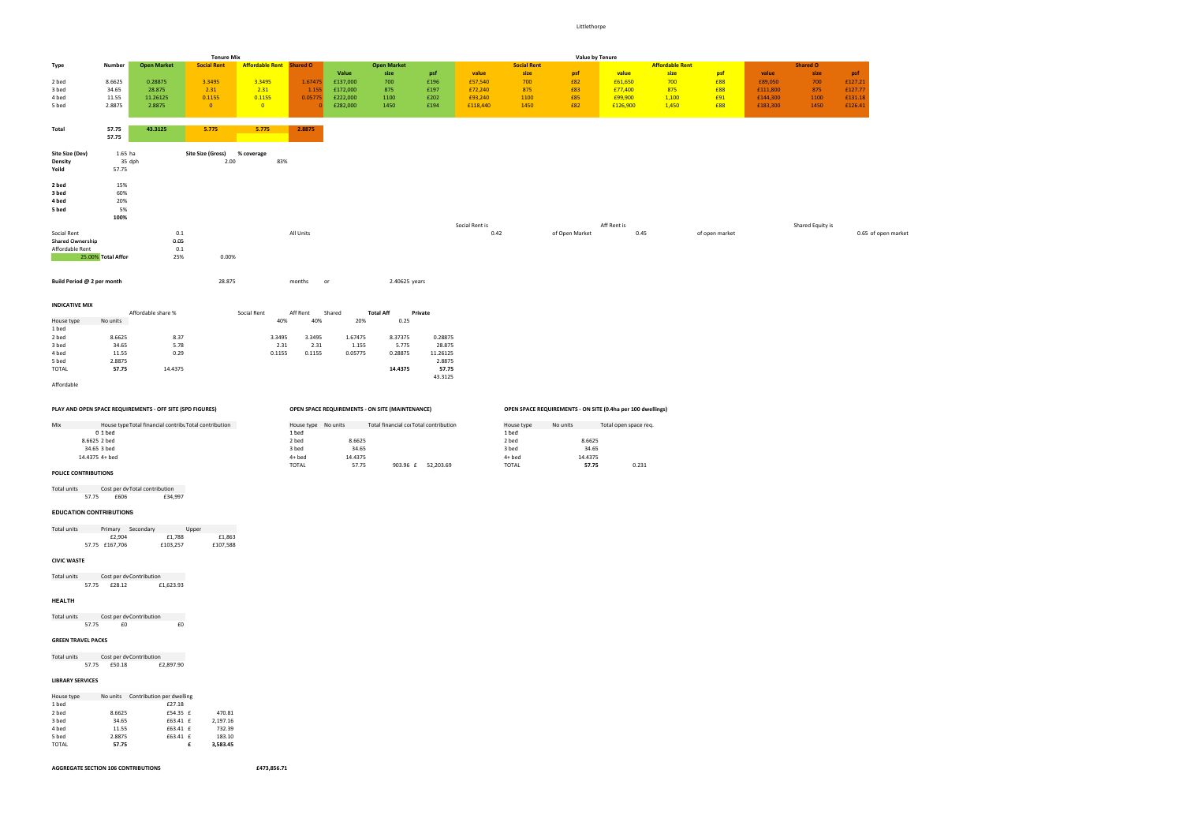# Littlethorpe

| Type | Number | Tenure Mix: Open Market | Social Rent | Affordable Rent | Shared O | Value by Tenure: Open Market value | size | psf | Social Rent value | size | psf | Affordable Rent value | size | psf | Shared O value | size | psf |
|---|---|---|---|---|---|---|---|---|---|---|---|---|---|---|---|---|---|
| 2 bed | 8.6625 | 0.28875 | 3.3495 | 3.3495 | 1.67475 | £137,000 | 700 | £196 | £57,540 | 700 | £82 | £61,650 | 700 | £88 | £89,050 | 700 | £127.21 |
| 3 bed | 34.65 | 28.875 | 2.31 | 2.31 | 1.155 | £172,000 | 875 | £197 | £72,240 | 875 | £83 | £77,400 | 875 | £88 | £111,800 | 875 | £127.77 |
| 4 bed | 11.55 | 11.26125 | 0.1155 | 0.1155 | 0.05775 | £222,000 | 1100 | £202 | £93,240 | 1100 | £85 | £99,900 | 1,100 | £91 | £144,300 | 1100 | £131.18 |
| 5 bed | 2.8875 | 2.8875 | 0 | 0 | 0 | £282,000 | 1450 | £194 | £118,440 | 1450 | £82 | £126,900 | 1,450 | £88 | £183,300 | 1450 | £126.41 |
| **Total** | **57.75** | **43.3125** | **5.775** | **5.775** | **2.8875** | | | | | | | | | | | | |
| | **57.75** | | | | | | | | | | | | | | | | |

| | | | |
|---|---|---|---|
| **Site Size (Dev)** | 1.65 ha | **Site Size (Gross)** 2.00 | **% coverage** 83% |
| **Density** | 35 dph | | |
| **Yeild** | 57.75 | | |

| | |
|---|---|
| **2 bed** | 15% |
| **3 bed** | 60% |
| **4 bed** | 20% |
| **5 bed** | 5% |
| | **100%** |

| | | | |
|---|---|---|---|
| Social Rent | 0.1 | | All Units |
| **Shared Ownership** | 0.05 | | |
| Affordable Rent | 0.1 | | |
| 25.00% **Total Affor** | 25% | 0.00% | |

Social Rent is 0.42 of Open Market | Aff Rent is 0.45 of open market | Shared Equity is 0.65 of open market

**Build Period @ 2 per month** 28.875 months or 2.40625 years

**INDICATIVE MIX**

| House type | No units | Affordable share % | Social Rent 40% | Aff Rent 40% | Shared 20% | Total Aff 0.25 | Private |
|---|---|---|---|---|---|---|---|
| 1 bed | | | | | | | |
| 2 bed | 8.6625 | 8.37 | 3.3495 | 3.3495 | 1.67475 | 8.37375 | 0.28875 |
| 3 bed | 34.65 | 5.78 | 2.31 | 2.31 | 1.155 | 5.775 | 28.875 |
| 4 bed | 11.55 | 0.29 | 0.1155 | 0.1155 | 0.05775 | 0.28875 | 11.26125 |
| 5 bed | 2.8875 | | | | | | 2.8875 |
| TOTAL | **57.75** | 14.4375 | | | | **14.4375** | **57.75** |
| | | | | | | | 43.3125 |

Affordable

**PLAY AND OPEN SPACE REQUIREMENTS - OFF SITE (SPD FIGURES)**

| Mix | House type | Total financial contribu | Total contribution |
|---|---|---|---|
| 0 | 1 bed | | |
| 8.6625 | 2 bed | | |
| 34.65 | 3 bed | | |
| 14.4375 | 4+ bed | | |

**OPEN SPACE REQUIREMENTS - ON SITE (MAINTENANCE)**

| House type | No units | Total financial co | Total contribution |
|---|---|---|---|
| 1 bed | | | |
| 2 bed | 8.6625 | | |
| 3 bed | 34.65 | | |
| 4+ bed | 14.4375 | | |
| TOTAL | 57.75 | 903.96 £ | 52,203.69 |

**OPEN SPACE REQUIREMENTS - ON SITE (0.4ha per 100 dwellings)**

| House type | No units | Total open space req. |
|---|---|---|
| 1 bed | | |
| 2 bed | 8.6625 | |
| 3 bed | 34.65 | |
| 4+ bed | 14.4375 | |
| TOTAL | **57.75** | 0.231 |

**POLICE CONTRIBUTIONS**

| Total units | Cost per dw | Total contribution |
|---|---|---|
| 57.75 | £606 | £34,997 |

**EDUCATION CONTRIBUTIONS**

| Total units | Primary | Secondary | Upper |
|---|---|---|---|
| | £2,904 | £1,788 | £1,863 |
| 57.75 | £167,706 | £103,257 | £107,588 |

**CIVIC WASTE**

| Total units | Cost per dw | Contribution |
|---|---|---|
| 57.75 | £28.12 | £1,623.93 |

**HEALTH**

| Total units | Cost per dw | Contribution |
|---|---|---|
| 57.75 | £0 | £0 |

**GREEN TRAVEL PACKS**

| Total units | Cost per dw | Contribution |
|---|---|---|
| 57.75 | £50.18 | £2,897.90 |

**LIBRARY SERVICES**

| House type | No units | Contribution per dwelling | |
|---|---|---|---|
| 1 bed | | £27.18 | |
| 2 bed | 8.6625 | £54.35 £ | 470.81 |
| 3 bed | 34.65 | £63.41 £ | 2,197.16 |
| 4 bed | 11.55 | £63.41 £ | 732.39 |
| 5 bed | 2.8875 | £63.41 £ | 183.10 |
| TOTAL | **57.75** | **£** | **3,583.45** |

**AGGREGATE SECTION 106 CONTRIBUTIONS** £473,856.71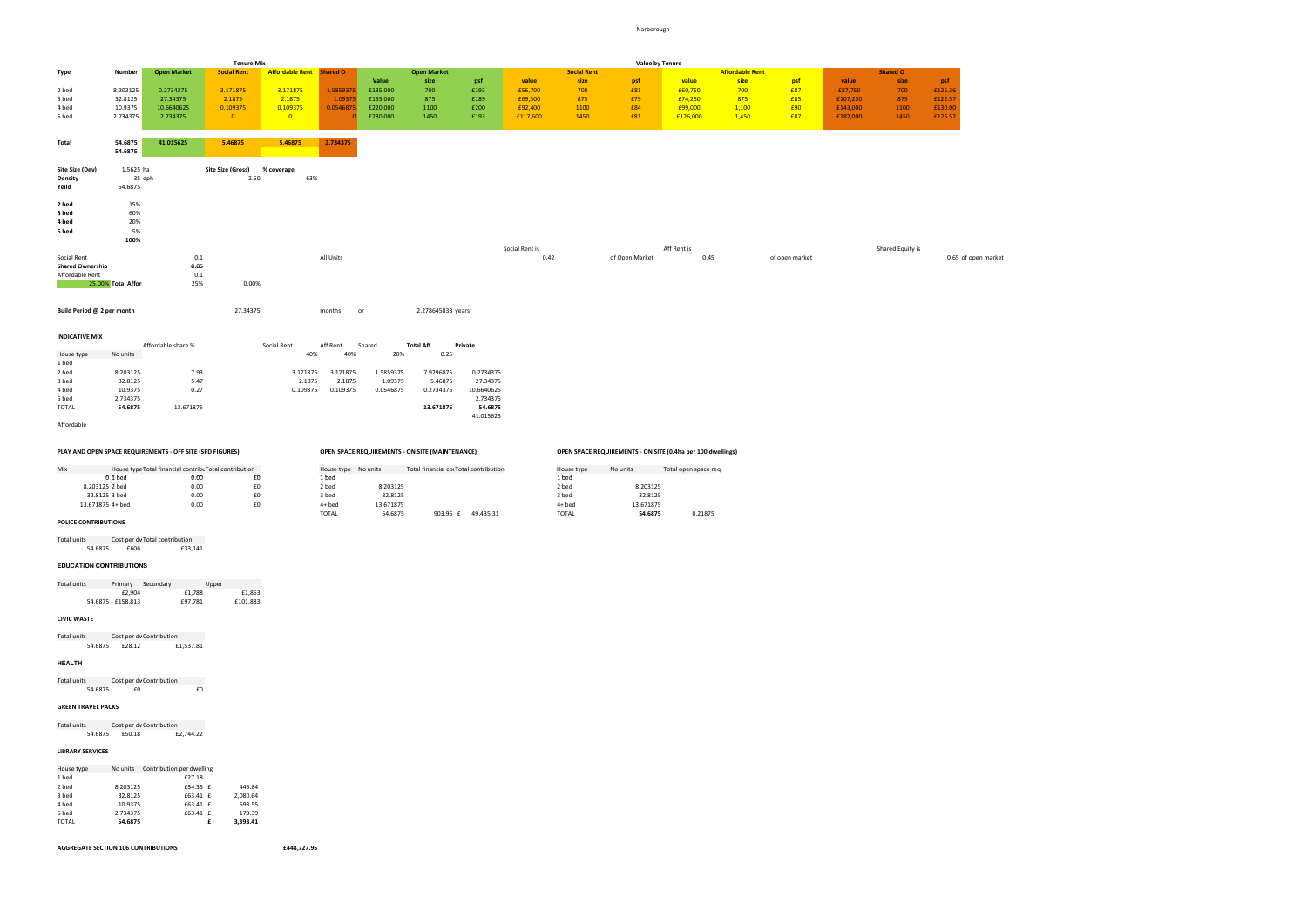# Narborough

| Type | Number | Open Market | Social Rent | Affordable Rent | Shared O | Value | size | psf | value | size | psf | value | size | psf | value | size | psf |
|---|---|---|---|---|---|---|---|---|---|---|---|---|---|---|---|---|---|
| | | Tenure Mix | | | | Value by Tenure | | | | | | | | | | | |
| | | | | | | Open Market | | | Social Rent | | | Affordable Rent | | | Shared O | | |
| 2 bed | 8.203125 | 0.2734375 | 3.171875 | 3.171875 | 1.5859375 | £135,000 | 700 | £193 | £56,700 | 700 | £81 | £60,750 | 700 | £87 | £87,750 | 700 | £125.36 |
| 3 bed | 32.8125 | 27.34375 | 2.1875 | 2.1875 | 1.09375 | £165,000 | 875 | £189 | £69,300 | 875 | £79 | £74,250 | 875 | £85 | £107,250 | 875 | £122.57 |
| 4 bed | 10.9375 | 10.6640625 | 0.109375 | 0.109375 | 0.0546875 | £220,000 | 1100 | £200 | £92,400 | 1100 | £84 | £99,000 | 1,100 | £90 | £143,000 | 1100 | £130.00 |
| 5 bed | 2.734375 | 2.734375 | 0 | 0 | 0 | £280,000 | 1450 | £193 | £117,600 | 1450 | £81 | £126,000 | 1,450 | £87 | £182,000 | 1450 | £125.52 |
| **Total** | **54.6875** | **41.015625** | **5.46875** | **5.46875** | **2.734375** | | | | | | | | | | | | |
| | **54.6875** | | | | | | | | | | | | | | | | |

| | | | | |
|---|---|---|---|---|
| **Site Size (Dev)** | 1.5625 ha | **Site Size (Gross)** | 2.50 | **% coverage** 63% |
| **Density** | 35 dph | | | |
| **Yeild** | 54.6875 | | | |

| | |
|---|---|
| **2 bed** | 15% |
| **3 bed** | 60% |
| **4 bed** | 20% |
| **5 bed** | 5% |
| | **100%** |

Social Rent is 0.42 of Open Market — Aff Rent is 0.45 of open market — Shared Equity is 0.65 of open market

| | | | | |
|---|---|---|---|---|
| Social Rent | | 0.1 | | All Units |
| **Shared Ownership** | | 0.05 | | |
| Affordable Rent | | 0.1 | | |
| | 25.00% **Total Affor** | 25% | 0.00% | |

**Build Period @ 2 per month** 27.34375 months or 2.278645833 years

**INDICATIVE MIX**

| House type | No units | Affordable share % | Social Rent | Aff Rent | Shared | Total Aff | Private |
|---|---|---|---|---|---|---|---|
| | | | 40% | 40% | 20% | 0.25 | |
| 1 bed | | | | | | | |
| 2 bed | 8.203125 | 7.93 | 3.171875 | 3.171875 | 1.5859375 | 7.9296875 | 0.2734375 |
| 3 bed | 32.8125 | 5.47 | 2.1875 | 2.1875 | 1.09375 | 5.46875 | 27.34375 |
| 4 bed | 10.9375 | 0.27 | 0.109375 | 0.109375 | 0.0546875 | 0.2734375 | 10.6640625 |
| 5 bed | 2.734375 | | | | | | 2.734375 |
| TOTAL | **54.6875** | 13.671875 | | | | **13.671875** | **54.6875** |
| | | | | | | | 41.015625 |

Affordable

**PLAY AND OPEN SPACE REQUIREMENTS - OFF SITE (SPD FIGURES)**

| Mix | House type | Total financial contribu | Total contribution |
|---|---|---|---|
| 0 | 1 bed | 0.00 | £0 |
| 8.203125 | 2 bed | 0.00 | £0 |
| 32.8125 | 3 bed | 0.00 | £0 |
| 13.671875 | 4+ bed | 0.00 | £0 |

**OPEN SPACE REQUIREMENTS - ON SITE (MAINTENANCE)**

| House type | No units | Total financial co | Total contribution |
|---|---|---|---|
| 1 bed | | | |
| 2 bed | 8.203125 | | |
| 3 bed | 32.8125 | | |
| 4+ bed | 13.671875 | | |
| TOTAL | 54.6875 | 903.96 | £ 49,435.31 |

**OPEN SPACE REQUIREMENTS - ON SITE (0.4ha per 100 dwellings)**

| House type | No units | Total open space req. |
|---|---|---|
| 1 bed | | |
| 2 bed | 8.203125 | |
| 3 bed | 32.8125 | |
| 4+ bed | 13.671875 | |
| TOTAL | **54.6875** | 0.21875 |

**POLICE CONTRIBUTIONS**

| Total units | Cost per dw | Total contribution |
|---|---|---|
| 54.6875 | £606 | £33,141 |

**EDUCATION CONTRIBUTIONS**

| Total units | Primary | Secondary | Upper |
|---|---|---|---|
| | £2,904 | £1,788 | £1,863 |
| 54.6875 | £158,813 | £97,781 | £101,883 |

**CIVIC WASTE**

| Total units | Cost per dw | Contribution |
|---|---|---|
| 54.6875 | £28.12 | £1,537.81 |

**HEALTH**

| Total units | Cost per dw | Contribution |
|---|---|---|
| 54.6875 | £0 | £0 |

**GREEN TRAVEL PACKS**

| Total units | Cost per dw | Contribution |
|---|---|---|
| 54.6875 | £50.18 | £2,744.22 |

**LIBRARY SERVICES**

| House type | No units | Contribution per dwelling | |
|---|---|---|---|
| 1 bed | | £27.18 | |
| 2 bed | 8.203125 | £54.35 | £ 445.84 |
| 3 bed | 32.8125 | £63.41 | £ 2,080.64 |
| 4 bed | 10.9375 | £63.41 | £ 693.55 |
| 5 bed | 2.734375 | £63.41 | £ 173.39 |
| TOTAL | **54.6875** | | **£ 3,393.41** |

**AGGREGATE SECTION 106 CONTRIBUTIONS** **£448,727.95**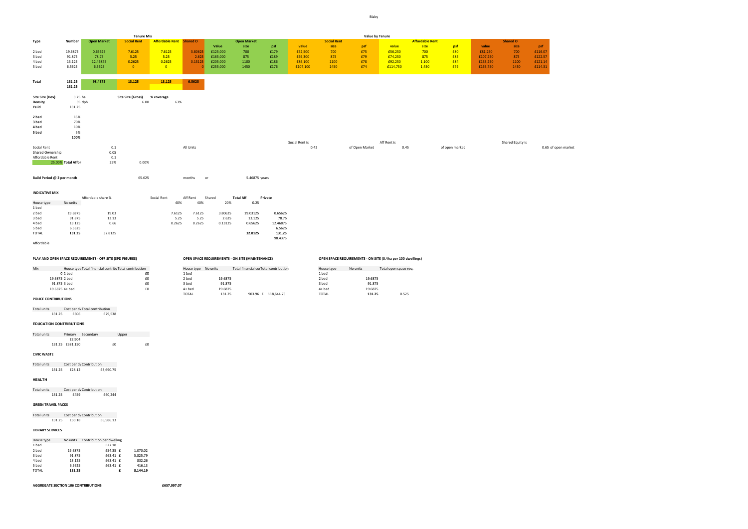Blaby

| Type | Number | Tenure Mix | | | | Value by Tenure | | | | | | | | | | | |
|---|---|---|---|---|---|---|---|---|---|---|---|---|---|---|---|---|---|
| | | Open Market | Social Rent | Affordable Rent | Shared O | Open Market | | | Social Rent | | | Affordable Rent | | | Shared O | | |
| | | | | | | Value | size | psf | value | size | psf | value | size | psf | value | size | psf |
| 2 bed | 19.6875 | 0.65625 | 7.6125 | 7.6125 | 3.80625 | £125,000 | 700 | £179 | £52,500 | 700 | £75 | £56,250 | 700 | £80 | £81,250 | 700 | £116.07 |
| 3 bed | 91.875 | 78.75 | 5.25 | 5.25 | 2.625 | £165,000 | 875 | £189 | £69,300 | 875 | £79 | £74,250 | 875 | £85 | £107,250 | 875 | £122.57 |
| 4 bed | 13.125 | 12.46875 | 0.2625 | 0.2625 | 0.13125 | £205,000 | 1100 | £186 | £86,100 | 1100 | £78 | £92,250 | 1,100 | £84 | £133,250 | 1100 | £121.14 |
| 5 bed | 6.5625 | 6.5625 | 0 | 0 | 0 | £255,000 | 1450 | £176 | £107,100 | 1450 | £74 | £114,750 | 1,450 | £79 | £165,750 | 1450 | £114.31 |
| Total | 131.25 | 98.4375 | 13.125 | 13.125 | 6.5625 | | | | | | | | | | | | |
| | 131.25 | | | | | | | | | | | | | | | | |

| | | | |
|---|---|---|---|
| **Site Size (Dev)** | 3.75 ha | **Site Size (Gross)** 6.00 | **% coverage** 63% |
| **Density** | 35 dph | | |
| **Yeild** | 131.25 | | |

| | |
|---|---|
| **2 bed** | 15% |
| **3 bed** | 70% |
| **4 bed** | 10% |
| **5 bed** | 5% |
| | **100%** |

| | | | | |
|---|---|---|---|---|
| Social Rent | | 0.1 | | All Units |
| **Shared Ownership** | | 0.05 | | |
| Affordable Rent | | 0.1 | | |
| 25.00% | Total Affor | 25% | 0.00% | |

Social Rent is 0.42 of Open Market; Aff Rent is 0.45 of open market; Shared Equity is 0.65 of open market

**Build Period @ 2 per month** 65.625 months or 5.46875 years

**INDICATIVE MIX**

| House type | No units | Affordable share % | Social Rent | Aff Rent | Shared | Total Aff | Private |
|---|---|---|---|---|---|---|---|
| | | | 40% | 40% | 20% | 0.25 | |
| 1 bed | | | | | | | |
| 2 bed | 19.6875 | 19.03 | 7.6125 | 7.6125 | 3.80625 | 19.03125 | 0.65625 |
| 3 bed | 91.875 | 13.13 | 5.25 | 5.25 | 2.625 | 13.125 | 78.75 |
| 4 bed | 13.125 | 0.66 | 0.2625 | 0.2625 | 0.13125 | 0.65625 | 12.46875 |
| 5 bed | 6.5625 | | | | | | 6.5625 |
| TOTAL | 131.25 | 32.8125 | | | | 32.8125 | 131.25 |
| | | | | | | | 98.4375 |

Affordable

**PLAY AND OPEN SPACE REQUIREMENTS - OFF SITE (SPD FIGURES)**

| Mix | House type | Total financial contribu | Total contribution |
|---|---|---|---|
| 0 | 1 bed | | £0 |
| 19.6875 | 2 bed | | £0 |
| 91.875 | 3 bed | | £0 |
| 19.6875 | 4+ bed | | £0 |

**OPEN SPACE REQUIREMENTS - ON SITE (MAINTENANCE)**

| House type | No units | Total financial co | Total contribution |
|---|---|---|---|
| 1 bed | | | |
| 2 bed | 19.6875 | | |
| 3 bed | 91.875 | | |
| 4+ bed | 19.6875 | | |
| TOTAL | 131.25 | 903.96 | £ 118,644.75 |

**OPEN SPACE REQUIREMENTS - ON SITE (0.4ha per 100 dwellings)**

| House type | No units | Total open space req. |
|---|---|---|
| 1 bed | | |
| 2 bed | 19.6875 | |
| 3 bed | 91.875 | |
| 4+ bed | 19.6875 | |
| TOTAL | 131.25 | 0.525 |

**POLICE CONTRIBUTIONS**

| Total units | Cost per dw | Total contribution |
|---|---|---|
| 131.25 | £606 | £79,538 |

**EDUCATION CONTRIBUTIONS**

| Total units | Primary | Secondary | Upper |
|---|---|---|---|
| | £2,904 | | |
| 131.25 | £381,150 | £0 | £0 |

**CIVIC WASTE**

| Total units | Cost per dw | Contribution |
|---|---|---|
| 131.25 | £28.12 | £3,690.75 |

**HEALTH**

| Total units | Cost per dw | Contribution |
|---|---|---|
| 131.25 | £459 | £60,244 |

**GREEN TRAVEL PACKS**

| Total units | Cost per dw | Contribution |
|---|---|---|
| 131.25 | £50.18 | £6,586.13 |

**LIBRARY SERVICES**

| House type | No units | Contribution per dwelling | |
|---|---|---|---|
| 1 bed | | £27.18 | |
| 2 bed | 19.6875 | £54.35 | £ 1,070.02 |
| 3 bed | 91.875 | £63.41 | £ 5,825.79 |
| 4 bed | 13.125 | £63.41 | £ 832.26 |
| 5 bed | 6.5625 | £63.41 | £ 416.13 |
| TOTAL | 131.25 | | £ 8,144.19 |

**AGGREGATE SECTION 106 CONTRIBUTIONS** £657,997.07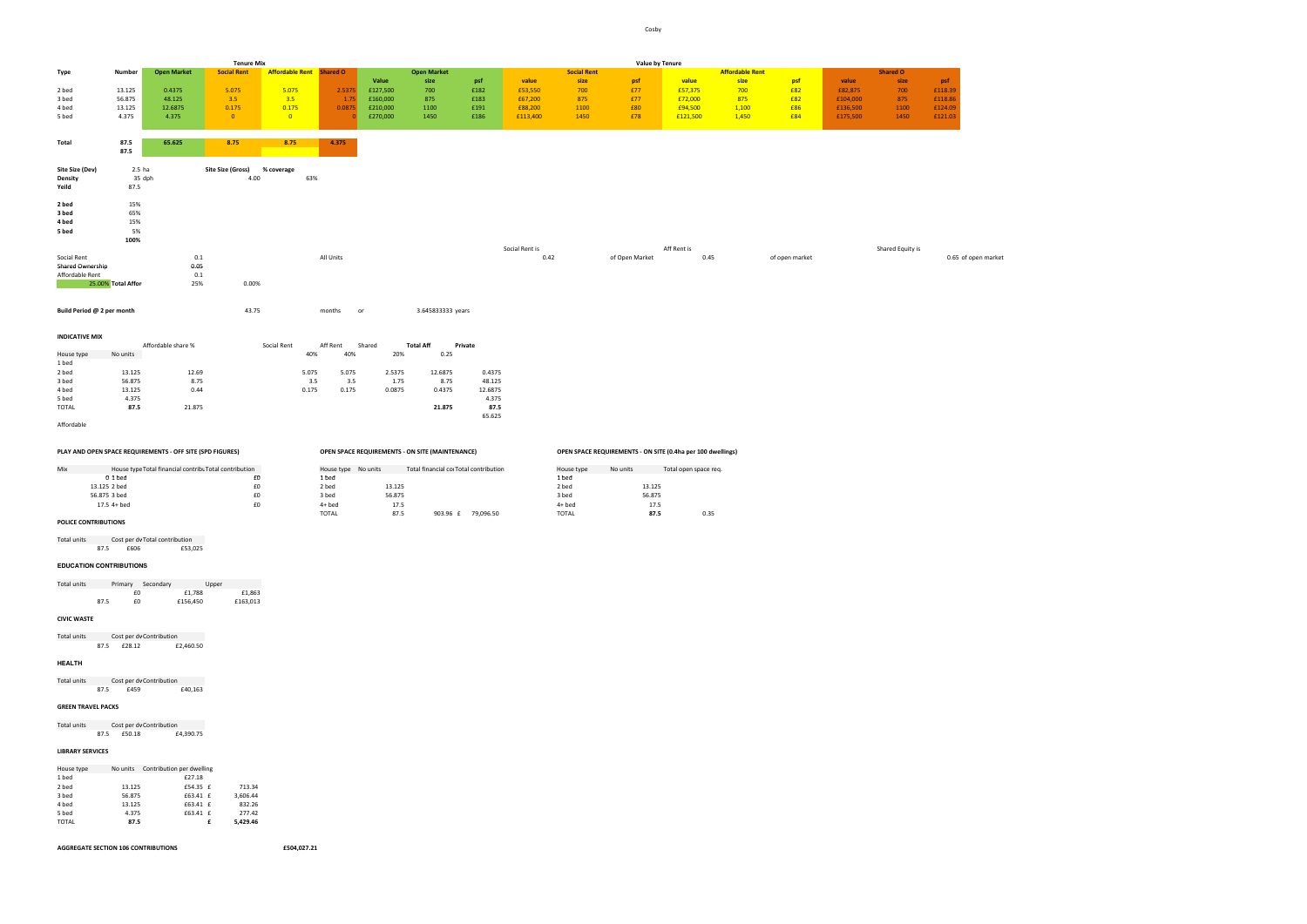Cosby

| Type | Number | Open Market | Social Rent | Affordable Rent | Shared O | Open Market Value | Open Market size | Open Market psf | Social Rent value | Social Rent size | Social Rent psf | Affordable Rent value | Affordable Rent size | Affordable Rent psf | Shared O value | Shared O size | Shared O psf |
|---|---|---|---|---|---|---|---|---|---|---|---|---|---|---|---|---|---|
| | | **Tenure Mix** | | | | | | | **Value by Tenure** | | | | | | | | |
| 2 bed | 13.125 | 0.4375 | 5.075 | 5.075 | 2.5375 | £127,500 | 700 | £182 | £53,550 | 700 | £77 | £57,375 | 700 | £82 | £82,875 | 700 | £118.39 |
| 3 bed | 56.875 | 48.125 | 3.5 | 3.5 | 1.75 | £160,000 | 875 | £183 | £67,200 | 875 | £77 | £72,000 | 875 | £82 | £104,000 | 875 | £118.86 |
| 4 bed | 13.125 | 12.6875 | 0.175 | 0.175 | 0.0875 | £210,000 | 1100 | £191 | £88,200 | 1100 | £80 | £94,500 | 1,100 | £86 | £136,500 | 1100 | £124.09 |
| 5 bed | 4.375 | 4.375 | 0 | 0 | 0 | £270,000 | 1450 | £186 | £113,400 | 1450 | £78 | £121,500 | 1,450 | £84 | £175,500 | 1450 | £121.03 |
| **Total** | **87.5** | **65.625** | **8.75** | **8.75** | **4.375** | | | | | | | | | | | | |
| | **87.5** | | | | | | | | | | | | | | | | |

| | | | |
|---|---|---|---|
| **Site Size (Dev)** | 2.5 ha | **Site Size (Gross)** 4.00 | **% coverage** 63% |
| **Density** | 35 dph | | |
| **Yeild** | 87.5 | | |

| | |
|---|---|
| **2 bed** | 15% |
| **3 bed** | 65% |
| **4 bed** | 15% |
| **5 bed** | 5% |
| | **100%** |

| | | | | | |
|---|---|---|---|---|---|
| Social Rent | 0.1 | | | All Units | |
| **Shared Ownership** | 0.05 | | | | |
| Affordable Rent | 0.1 | | | | |
| 25.00% **Total Affor** | 25% | 0.00% | | | |

Social Rent is 0.42 of Open Market — Aff Rent is 0.45 of open market — Shared Equity is 0.65 of open market

**Build Period @ 2 per month** 43.75 months or 3.645833333 years

**INDICATIVE MIX**

| House type | No units | Affordable share % | Social Rent | Aff Rent | Shared | **Total Aff** | **Private** |
|---|---|---|---|---|---|---|---|
| | | | 40% | 40% | 20% | 0.25 | |
| 1 bed | | | | | | | |
| 2 bed | 13.125 | 12.69 | 5.075 | 5.075 | 2.5375 | 12.6875 | 0.4375 |
| 3 bed | 56.875 | 8.75 | 3.5 | 3.5 | 1.75 | 8.75 | 48.125 |
| 4 bed | 13.125 | 0.44 | 0.175 | 0.175 | 0.0875 | 0.4375 | 12.6875 |
| 5 bed | 4.375 | | | | | | 4.375 |
| TOTAL | **87.5** | 21.875 | | | | **21.875** | **87.5** |
| | | | | | | | 65.625 |

Affordable

**PLAY AND OPEN SPACE REQUIREMENTS - OFF SITE (SPD FIGURES)**

| Mix | House type | Total financial contribu | Total contribution |
|---|---|---|---|
| 0 | 1 bed | | £0 |
| 13.125 | 2 bed | | £0 |
| 56.875 | 3 bed | | £0 |
| 17.5 | 4+ bed | | £0 |

**OPEN SPACE REQUIREMENTS - ON SITE (MAINTENANCE)**

| House type | No units | Total financial co | Total contribution |
|---|---|---|---|
| 1 bed | | | |
| 2 bed | 13.125 | | |
| 3 bed | 56.875 | | |
| 4+ bed | 17.5 | | |
| TOTAL | 87.5 | 903.96 £ | 79,096.50 |

**OPEN SPACE REQUIREMENTS - ON SITE (0.4ha per 100 dwellings)**

| House type | No units | Total open space req. |
|---|---|---|
| 1 bed | | |
| 2 bed | 13.125 | |
| 3 bed | 56.875 | |
| 4+ bed | 17.5 | |
| TOTAL | **87.5** | 0.35 |

**POLICE CONTRIBUTIONS**

| Total units | Cost per dw | Total contribution |
|---|---|---|
| 87.5 | £606 | £53,025 |

**EDUCATION CONTRIBUTIONS**

| Total units | Primary | Secondary | Upper |
|---|---|---|---|
| | £0 | £1,788 | £1,863 |
| 87.5 | £0 | £156,450 | £163,013 |

**CIVIC WASTE**

| Total units | Cost per dw | Contribution |
|---|---|---|
| 87.5 | £28.12 | £2,460.50 |

**HEALTH**

| Total units | Cost per dw | Contribution |
|---|---|---|
| 87.5 | £459 | £40,163 |

**GREEN TRAVEL PACKS**

| Total units | Cost per dw | Contribution |
|---|---|---|
| 87.5 | £50.18 | £4,390.75 |

**LIBRARY SERVICES**

| House type | No units | Contribution per dwelling | |
|---|---|---|---|
| 1 bed | | £27.18 | |
| 2 bed | 13.125 | £54.35 £ | 713.34 |
| 3 bed | 56.875 | £63.41 £ | 3,606.44 |
| 4 bed | 13.125 | £63.41 £ | 832.26 |
| 5 bed | 4.375 | £63.41 £ | 277.42 |
| TOTAL | **87.5** | **£** | **5,429.46** |

**AGGREGATE SECTION 106 CONTRIBUTIONS** **£504,027.21**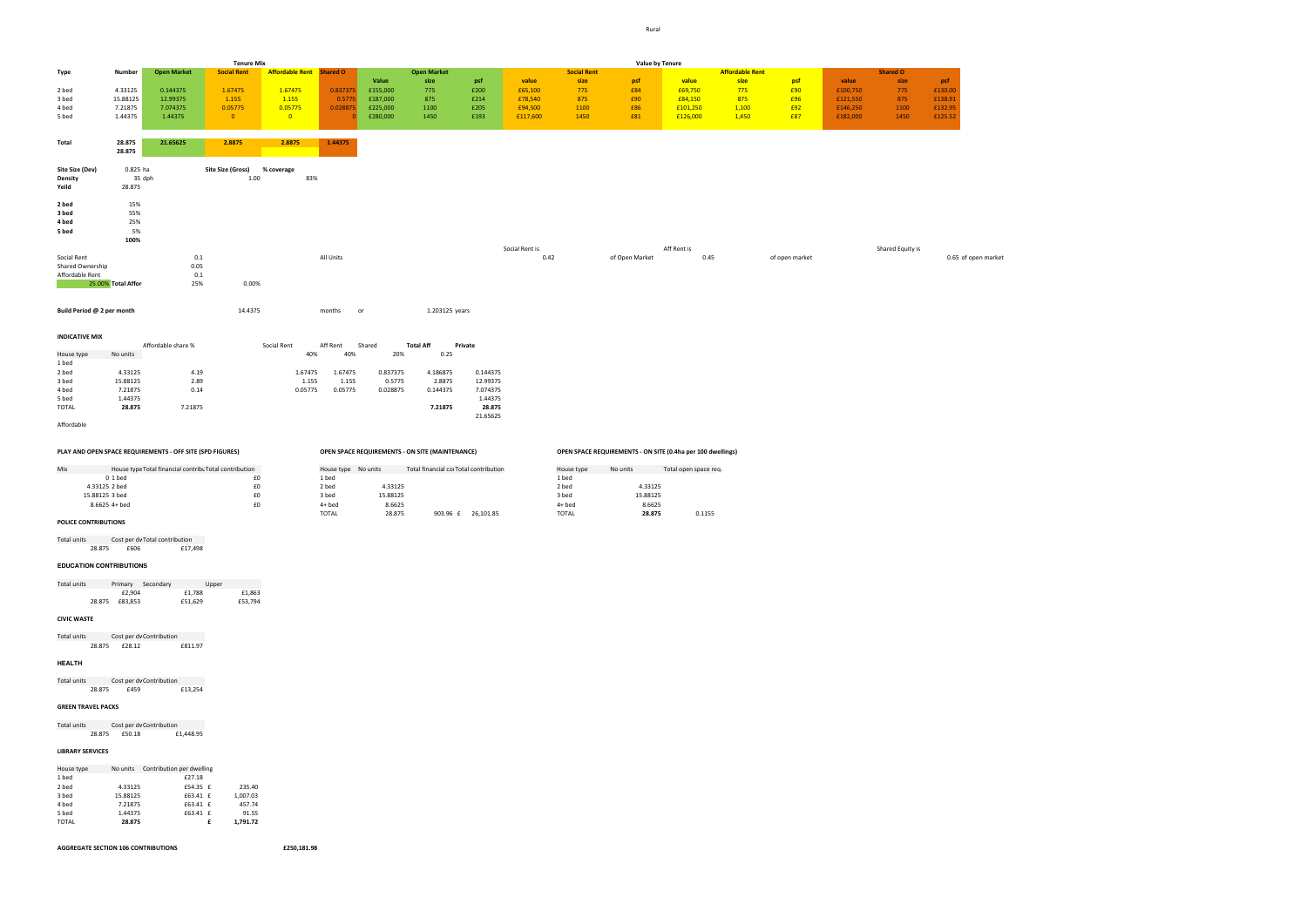Rural

| | | Tenure Mix | | | | | | | | | | | Value by Tenure | | | | | | |
|---|---|---|---|---|---|---|---|---|---|---|---|---|---|---|---|---|---|---|---|
| **Type** | **Number** | **Open Market** | **Social Rent** | **Affordable Rent** | **Shared O** | | **Open Market** | | | **Social Rent** | | | **Affordable Rent** | | | **Shared O** | | |
| | | | | | | **Value** | **size** | **psf** | **value** | **size** | **psf** | **value** | **size** | **psf** | **value** | **size** | **psf** |
| 2 bed | 4.33125 | 0.144375 | 1.67475 | 1.67475 | 0.837375 | £155,000 | 775 | £200 | £65,100 | 775 | £84 | £69,750 | 775 | £90 | £100,750 | 775 | £130.00 |
| 3 bed | 15.88125 | 12.99375 | 1.155 | 1.155 | 0.5775 | £187,000 | 875 | £214 | £78,540 | 875 | £90 | £84,150 | 875 | £96 | £121,550 | 875 | £138.91 |
| 4 bed | 7.21875 | 7.074375 | 0.05775 | 0.05775 | 0.028875 | £225,000 | 1100 | £205 | £94,500 | 1100 | £86 | £101,250 | 1,100 | £92 | £146,250 | 1100 | £132.95 |
| 5 bed | 1.44375 | 1.44375 | 0 | 0 | 0 | £280,000 | 1450 | £193 | £117,600 | 1450 | £81 | £126,000 | 1,450 | £87 | £182,000 | 1450 | £125.52 |
| **Total** | **28.875** | **21.65625** | **2.8875** | **2.8875** | **1.44375** | | | | | | | | | | | | |
| | **28.875** | | | | | | | | | | | | | | | | |

| | | | | |
|---|---|---|---|---|
| **Site Size (Dev)** | 0.825 ha | **Site Size (Gross)** | **% coverage** | |
| **Density** | 35 dph | 1.00 | 83% | |
| **Yeild** | 28.875 | | | |
| **2 bed** | 15% | | | |
| **3 bed** | 55% | | | |
| **4 bed** | 25% | | | |
| **5 bed** | 5% | | | |
| | **100%** | | | |

Social Rent is 0.42 of Open Market — Aff Rent is 0.45 of open market — Shared Equity is 0.65 of open market

| | | | |
|---|---|---|---|
| Social Rent | | 0.1 | |
| Shared Ownership | | 0.05 | |
| Affordable Rent | | 0.1 | |
| 25.00% | Total Affor | 25% | 0.00% |

**Build Period @ 2 per month** 14.4375 months or 1.203125 years

**INDICATIVE MIX**

| House type | No units | Affordable share % | Social Rent | Aff Rent | Shared | **Total Aff** | **Private** |
|---|---|---|---|---|---|---|---|
| | | | 40% | 40% | 20% | 0.25 | |
| 1 bed | | | | | | | |
| 2 bed | 4.33125 | 4.19 | 1.67475 | 1.67475 | 0.837375 | 4.186875 | 0.144375 |
| 3 bed | 15.88125 | 2.89 | 1.155 | 1.155 | 0.5775 | 2.8875 | 12.99375 |
| 4 bed | 7.21875 | 0.14 | 0.05775 | 0.05775 | 0.028875 | 0.144375 | 7.074375 |
| 5 bed | 1.44375 | | | | | | 1.44375 |
| TOTAL | **28.875** | 7.21875 | | | | **7.21875** | **28.875** |
| | | | | | | | 21.65625 |

Affordable

**PLAY AND OPEN SPACE REQUIREMENTS - OFF SITE (SPD FIGURES)**

| Mix | House type | Total financial contribution | Total contribution |
|---|---|---|---|
| 0 | 1 bed | | £0 |
| 4.33125 | 2 bed | | £0 |
| 15.88125 | 3 bed | | £0 |
| 8.6625 | 4+ bed | | £0 |

**OPEN SPACE REQUIREMENTS - ON SITE (MAINTENANCE)**

| House type | No units | Total financial contribution | Total contribution |
|---|---|---|---|
| 1 bed | | | |
| 2 bed | 4.33125 | | |
| 3 bed | 15.88125 | | |
| 4+ bed | 8.6625 | | |
| TOTAL | 28.875 | 903.96 | £ 26,101.85 |

**OPEN SPACE REQUIREMENTS - ON SITE (0.4ha per 100 dwellings)**

| House type | No units | Total open space req. |
|---|---|---|
| 1 bed | | |
| 2 bed | 4.33125 | |
| 3 bed | 15.88125 | |
| 4+ bed | 8.6625 | |
| TOTAL | **28.875** | 0.1155 |

**POLICE CONTRIBUTIONS**

| Total units | Cost per dw | Total contribution |
|---|---|---|
| 28.875 | £606 | £17,498 |

**EDUCATION CONTRIBUTIONS**

| Total units | Primary | Secondary | Upper |
|---|---|---|---|
| | £2,904 | £1,788 | £1,863 |
| 28.875 | £83,853 | £51,629 | £53,794 |

**CIVIC WASTE**

| Total units | Cost per dw | Contribution |
|---|---|---|
| 28.875 | £28.12 | £811.97 |

**HEALTH**

| Total units | Cost per dw | Contribution |
|---|---|---|
| 28.875 | £459 | £13,254 |

**GREEN TRAVEL PACKS**

| Total units | Cost per dw | Contribution |
|---|---|---|
| 28.875 | £50.18 | £1,448.95 |

**LIBRARY SERVICES**

| House type | No units | Contribution per dwelling | |
|---|---|---|---|
| 1 bed | | £27.18 | |
| 2 bed | 4.33125 | £54.35 | £ 235.40 |
| 3 bed | 15.88125 | £63.41 | £ 1,007.03 |
| 4 bed | 7.21875 | £63.41 | £ 457.74 |
| 5 bed | 1.44375 | £63.41 | £ 91.55 |
| TOTAL | **28.875** | | **£ 1,791.72** |

**AGGREGATE SECTION 106 CONTRIBUTIONS** £250,181.98